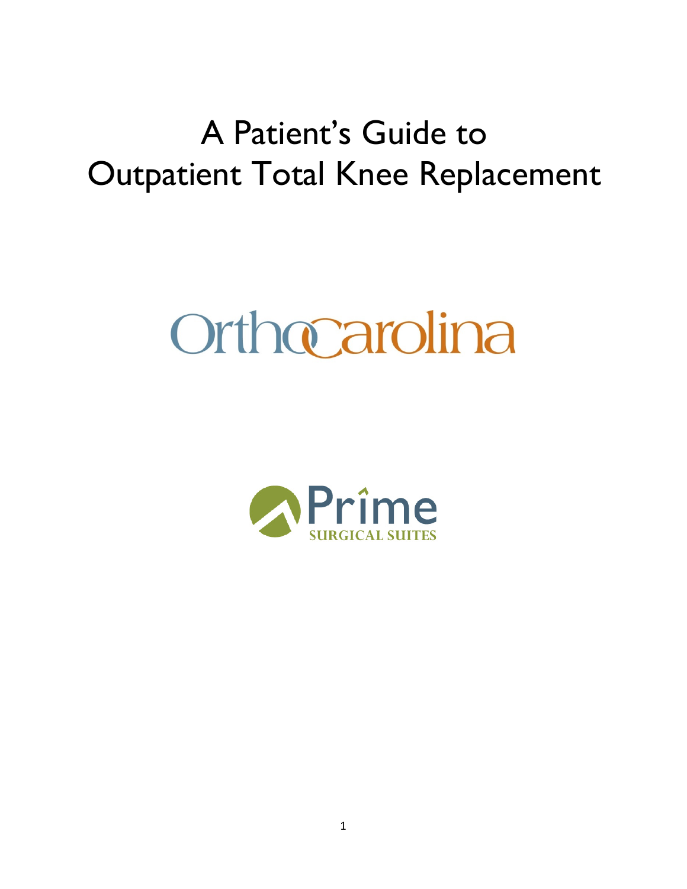# A Patient's Guide to Outpatient Total Knee Replacement

OrthoCarolina

Prime SURGICAL SUITES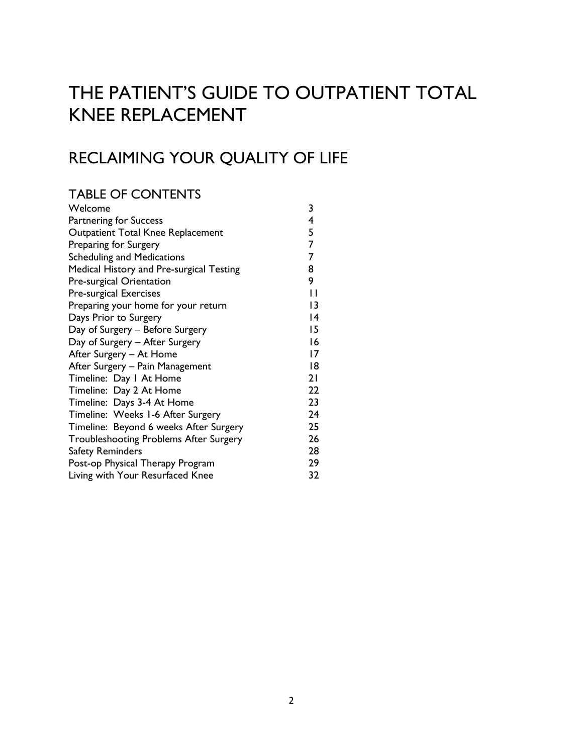# THE PATIENT'S GUIDE TO OUTPATIENT TOTAL KNEE REPLACEMENT

## RECLAIMING YOUR QUALITY OF LIFE

### TABLE OF CONTENTS

| | |
|---|---|
| Welcome | 3 |
| Partnering for Success | 4 |
| Outpatient Total Knee Replacement | 5 |
| Preparing for Surgery | 7 |
| Scheduling and Medications | 7 |
| Medical History and Pre-surgical Testing | 8 |
| Pre-surgical Orientation | 9 |
| Pre-surgical Exercises | 11 |
| Preparing your home for your return | 13 |
| Days Prior to Surgery | 14 |
| Day of Surgery – Before Surgery | 15 |
| Day of Surgery – After Surgery | 16 |
| After Surgery – At Home | 17 |
| After Surgery – Pain Management | 18 |
| Timeline: Day 1 At Home | 21 |
| Timeline: Day 2 At Home | 22 |
| Timeline: Days 3-4 At Home | 23 |
| Timeline: Weeks 1-6 After Surgery | 24 |
| Timeline: Beyond 6 weeks After Surgery | 25 |
| Troubleshooting Problems After Surgery | 26 |
| Safety Reminders | 28 |
| Post-op Physical Therapy Program | 29 |
| Living with Your Resurfaced Knee | 32 |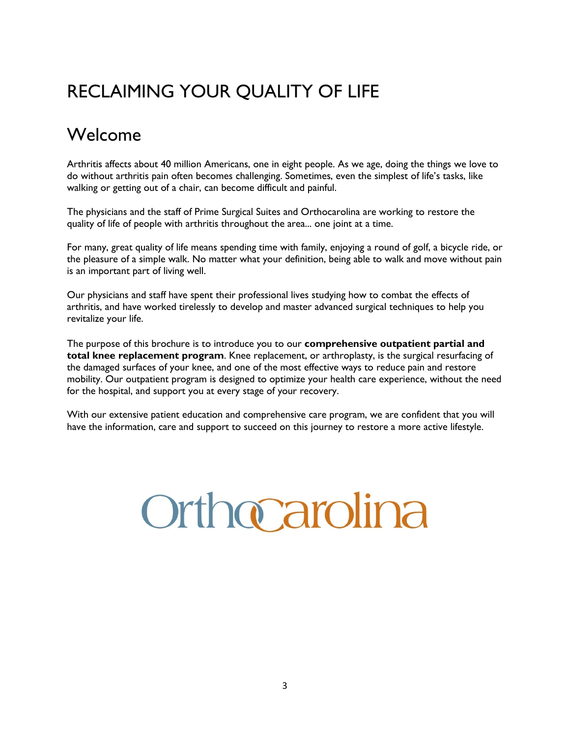# RECLAIMING YOUR QUALITY OF LIFE

## Welcome

Arthritis affects about 40 million Americans, one in eight people. As we age, doing the things we love to do without arthritis pain often becomes challenging. Sometimes, even the simplest of life's tasks, like walking or getting out of a chair, can become difficult and painful.

The physicians and the staff of Prime Surgical Suites and Orthocarolina are working to restore the quality of life of people with arthritis throughout the area... one joint at a time.

For many, great quality of life means spending time with family, enjoying a round of golf, a bicycle ride, or the pleasure of a simple walk. No matter what your definition, being able to walk and move without pain is an important part of living well.

Our physicians and staff have spent their professional lives studying how to combat the effects of arthritis, and have worked tirelessly to develop and master advanced surgical techniques to help you revitalize your life.

The purpose of this brochure is to introduce you to our **comprehensive outpatient partial and total knee replacement program**. Knee replacement, or arthroplasty, is the surgical resurfacing of the damaged surfaces of your knee, and one of the most effective ways to reduce pain and restore mobility. Our outpatient program is designed to optimize your health care experience, without the need for the hospital, and support you at every stage of your recovery.

With our extensive patient education and comprehensive care program, we are confident that you will have the information, care and support to succeed on this journey to restore a more active lifestyle.

OrthoCarolina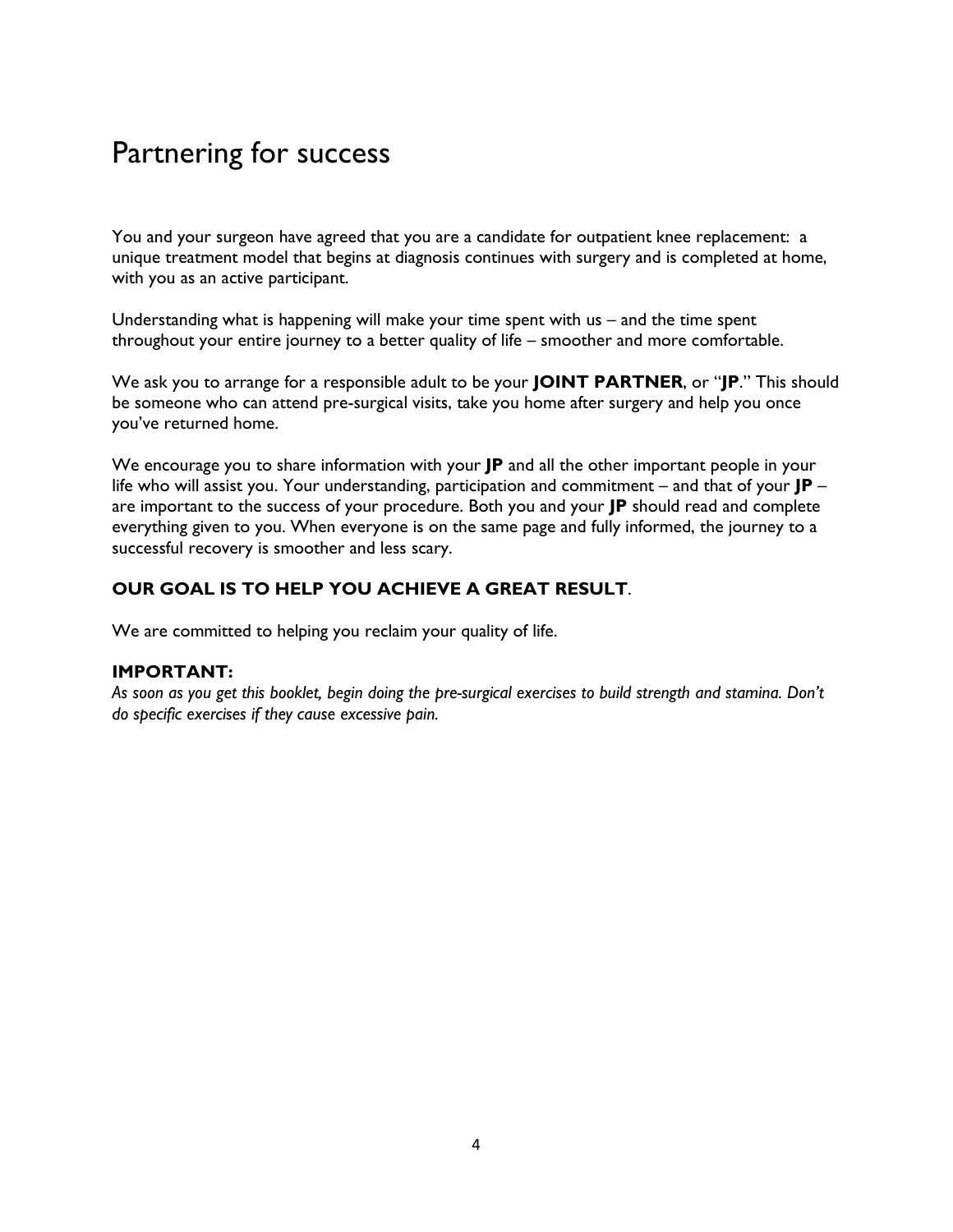# Partnering for success

You and your surgeon have agreed that you are a candidate for outpatient knee replacement: a unique treatment model that begins at diagnosis continues with surgery and is completed at home, with you as an active participant.

Understanding what is happening will make your time spent with us – and the time spent throughout your entire journey to a better quality of life – smoother and more comfortable.

We ask you to arrange for a responsible adult to be your **JOINT PARTNER**, or "**JP**." This should be someone who can attend pre-surgical visits, take you home after surgery and help you once you've returned home.

We encourage you to share information with your **JP** and all the other important people in your life who will assist you. Your understanding, participation and commitment – and that of your **JP** – are important to the success of your procedure. Both you and your **JP** should read and complete everything given to you. When everyone is on the same page and fully informed, the journey to a successful recovery is smoother and less scary.

**OUR GOAL IS TO HELP YOU ACHIEVE A GREAT RESULT**.

We are committed to helping you reclaim your quality of life.

**IMPORTANT:**

*As soon as you get this booklet, begin doing the pre-surgical exercises to build strength and stamina. Don't do specific exercises if they cause excessive pain.*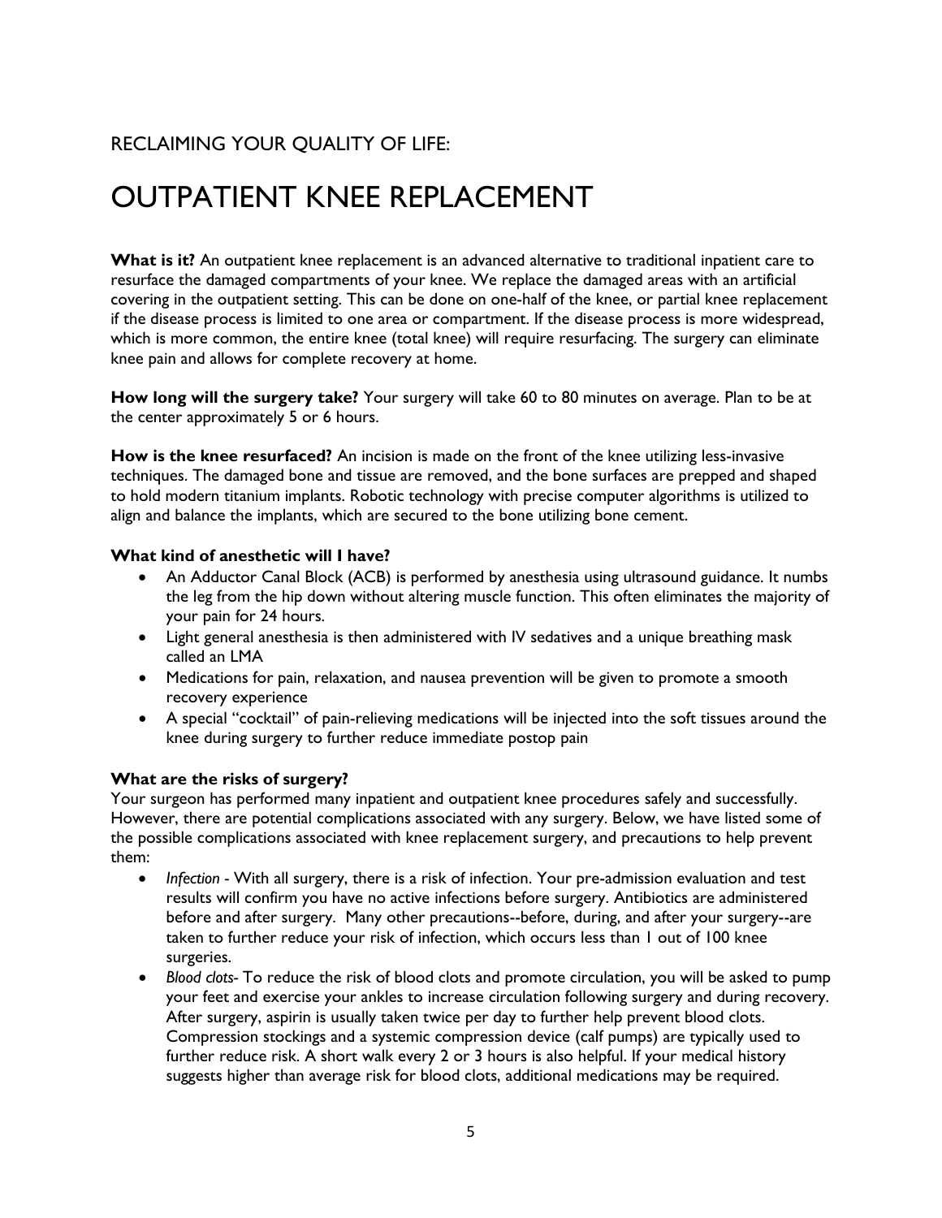RECLAIMING YOUR QUALITY OF LIFE:

# OUTPATIENT KNEE REPLACEMENT

**What is it?** An outpatient knee replacement is an advanced alternative to traditional inpatient care to resurface the damaged compartments of your knee. We replace the damaged areas with an artificial covering in the outpatient setting. This can be done on one-half of the knee, or partial knee replacement if the disease process is limited to one area or compartment. If the disease process is more widespread, which is more common, the entire knee (total knee) will require resurfacing. The surgery can eliminate knee pain and allows for complete recovery at home.

**How long will the surgery take?** Your surgery will take 60 to 80 minutes on average. Plan to be at the center approximately 5 or 6 hours.

**How is the knee resurfaced?** An incision is made on the front of the knee utilizing less-invasive techniques. The damaged bone and tissue are removed, and the bone surfaces are prepped and shaped to hold modern titanium implants. Robotic technology with precise computer algorithms is utilized to align and balance the implants, which are secured to the bone utilizing bone cement.

**What kind of anesthetic will I have?**

- An Adductor Canal Block (ACB) is performed by anesthesia using ultrasound guidance. It numbs the leg from the hip down without altering muscle function. This often eliminates the majority of your pain for 24 hours.
- Light general anesthesia is then administered with IV sedatives and a unique breathing mask called an LMA
- Medications for pain, relaxation, and nausea prevention will be given to promote a smooth recovery experience
- A special "cocktail" of pain-relieving medications will be injected into the soft tissues around the knee during surgery to further reduce immediate postop pain

**What are the risks of surgery?**

Your surgeon has performed many inpatient and outpatient knee procedures safely and successfully. However, there are potential complications associated with any surgery. Below, we have listed some of the possible complications associated with knee replacement surgery, and precautions to help prevent them:

- *Infection* - With all surgery, there is a risk of infection. Your pre-admission evaluation and test results will confirm you have no active infections before surgery. Antibiotics are administered before and after surgery. Many other precautions--before, during, and after your surgery--are taken to further reduce your risk of infection, which occurs less than 1 out of 100 knee surgeries.
- *Blood clots*- To reduce the risk of blood clots and promote circulation, you will be asked to pump your feet and exercise your ankles to increase circulation following surgery and during recovery. After surgery, aspirin is usually taken twice per day to further help prevent blood clots. Compression stockings and a systemic compression device (calf pumps) are typically used to further reduce risk. A short walk every 2 or 3 hours is also helpful. If your medical history suggests higher than average risk for blood clots, additional medications may be required.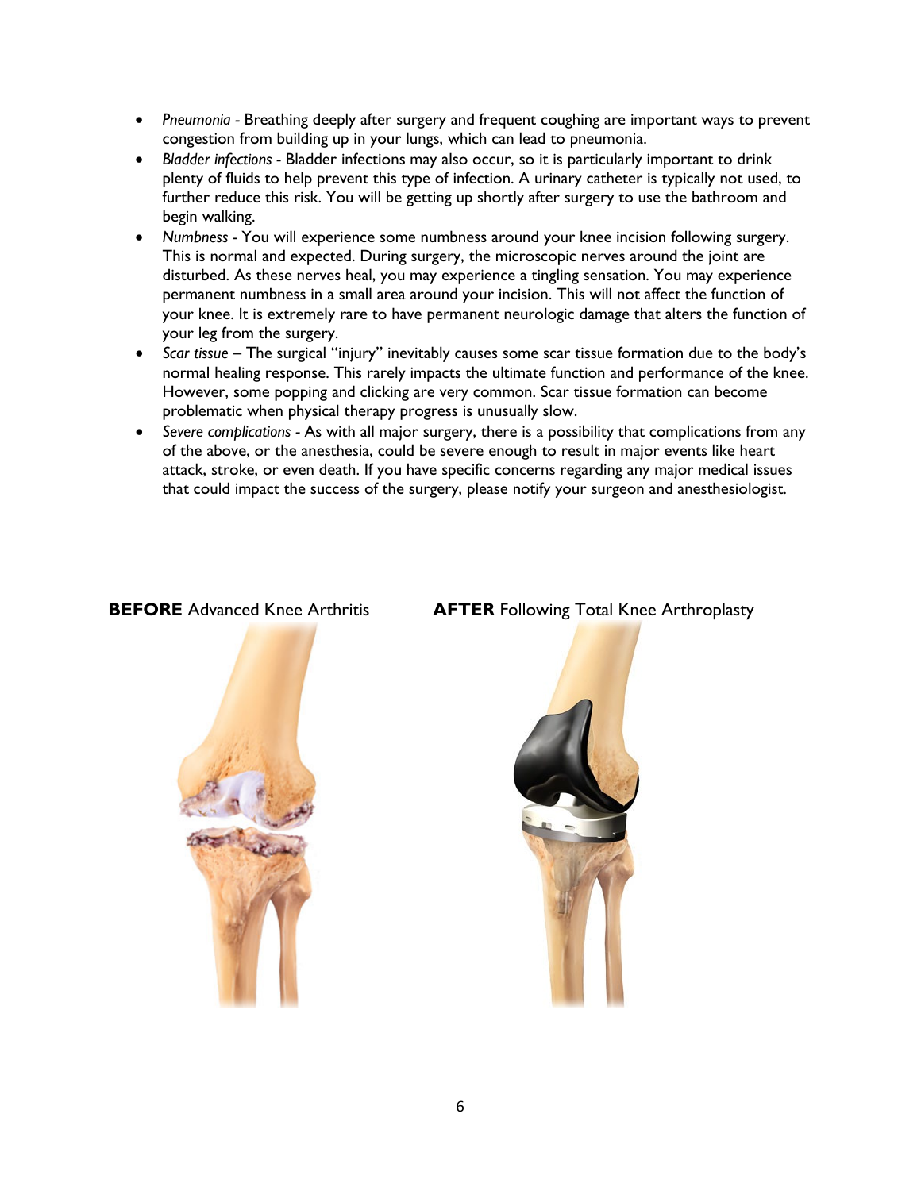- *Pneumonia* - Breathing deeply after surgery and frequent coughing are important ways to prevent congestion from building up in your lungs, which can lead to pneumonia.
- *Bladder infections* - Bladder infections may also occur, so it is particularly important to drink plenty of fluids to help prevent this type of infection. A urinary catheter is typically not used, to further reduce this risk. You will be getting up shortly after surgery to use the bathroom and begin walking.
- *Numbness* - You will experience some numbness around your knee incision following surgery. This is normal and expected. During surgery, the microscopic nerves around the joint are disturbed. As these nerves heal, you may experience a tingling sensation. You may experience permanent numbness in a small area around your incision. This will not affect the function of your knee. It is extremely rare to have permanent neurologic damage that alters the function of your leg from the surgery.
- *Scar tissue* – The surgical "injury" inevitably causes some scar tissue formation due to the body's normal healing response. This rarely impacts the ultimate function and performance of the knee. However, some popping and clicking are very common. Scar tissue formation can become problematic when physical therapy progress is unusually slow.
- *Severe complications* - As with all major surgery, there is a possibility that complications from any of the above, or the anesthesia, could be severe enough to result in major events like heart attack, stroke, or even death. If you have specific concerns regarding any major medical issues that could impact the success of the surgery, please notify your surgeon and anesthesiologist.

**BEFORE** Advanced Knee Arthritis

**AFTER** Following Total Knee Arthroplasty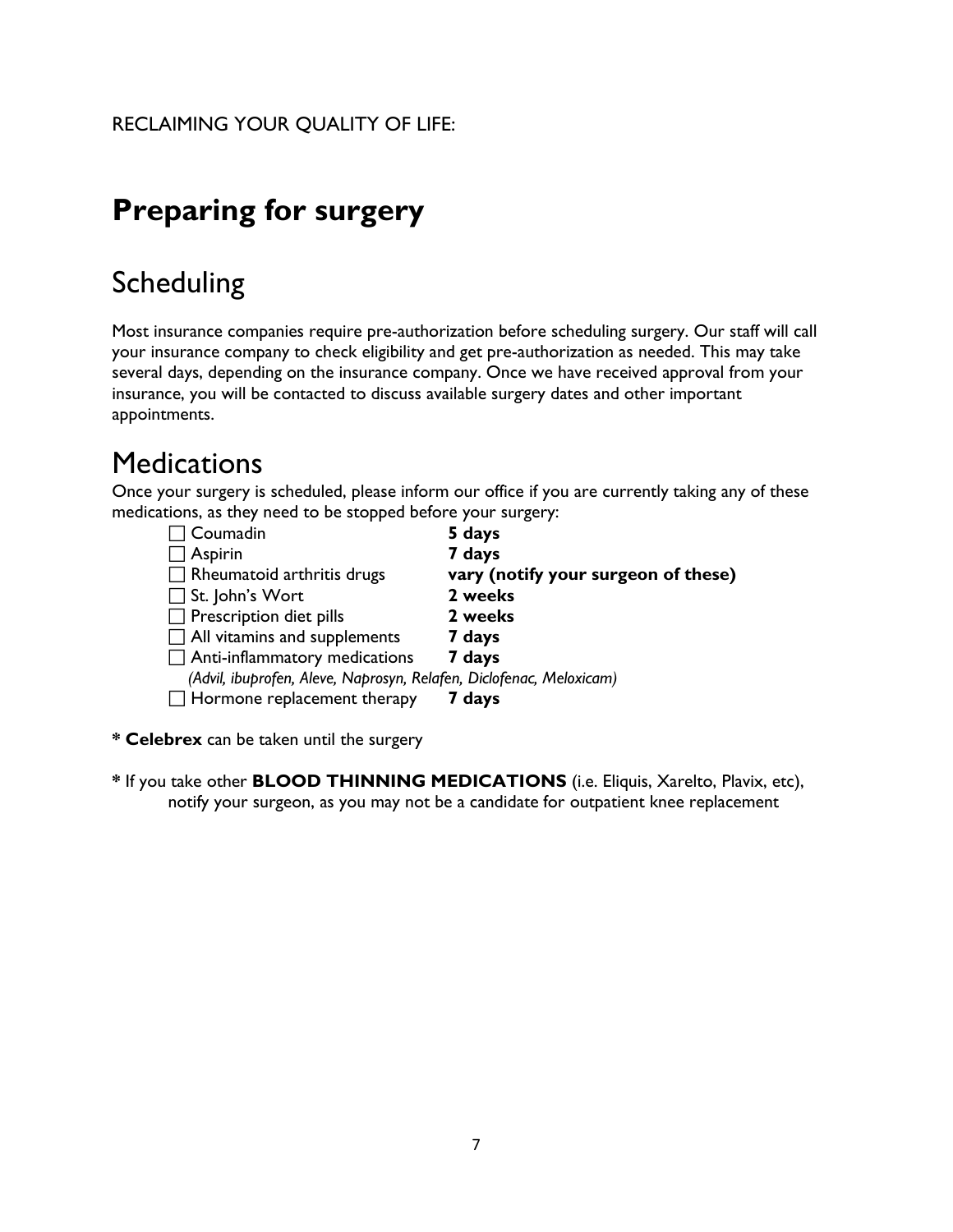RECLAIMING YOUR QUALITY OF LIFE:

# Preparing for surgery

## Scheduling

Most insurance companies require pre-authorization before scheduling surgery. Our staff will call your insurance company to check eligibility and get pre-authorization as needed. This may take several days, depending on the insurance company. Once we have received approval from your insurance, you will be contacted to discuss available surgery dates and other important appointments.

## Medications

Once your surgery is scheduled, please inform our office if you are currently taking any of these medications, as they need to be stopped before your surgery:

| | |
|---|---|
| ☐ Coumadin | **5 days** |
| ☐ Aspirin | **7 days** |
| ☐ Rheumatoid arthritis drugs | **vary (notify your surgeon of these)** |
| ☐ St. John's Wort | **2 weeks** |
| ☐ Prescription diet pills | **2 weeks** |
| ☐ All vitamins and supplements | **7 days** |
| ☐ Anti-inflammatory medications *(Advil, ibuprofen, Aleve, Naprosyn, Relafen, Diclofenac, Meloxicam)* | **7 days** |
| ☐ Hormone replacement therapy | **7 days** |

**\* Celebrex** can be taken until the surgery

\* If you take other **BLOOD THINNING MEDICATIONS** (i.e. Eliquis, Xarelto, Plavix, etc), notify your surgeon, as you may not be a candidate for outpatient knee replacement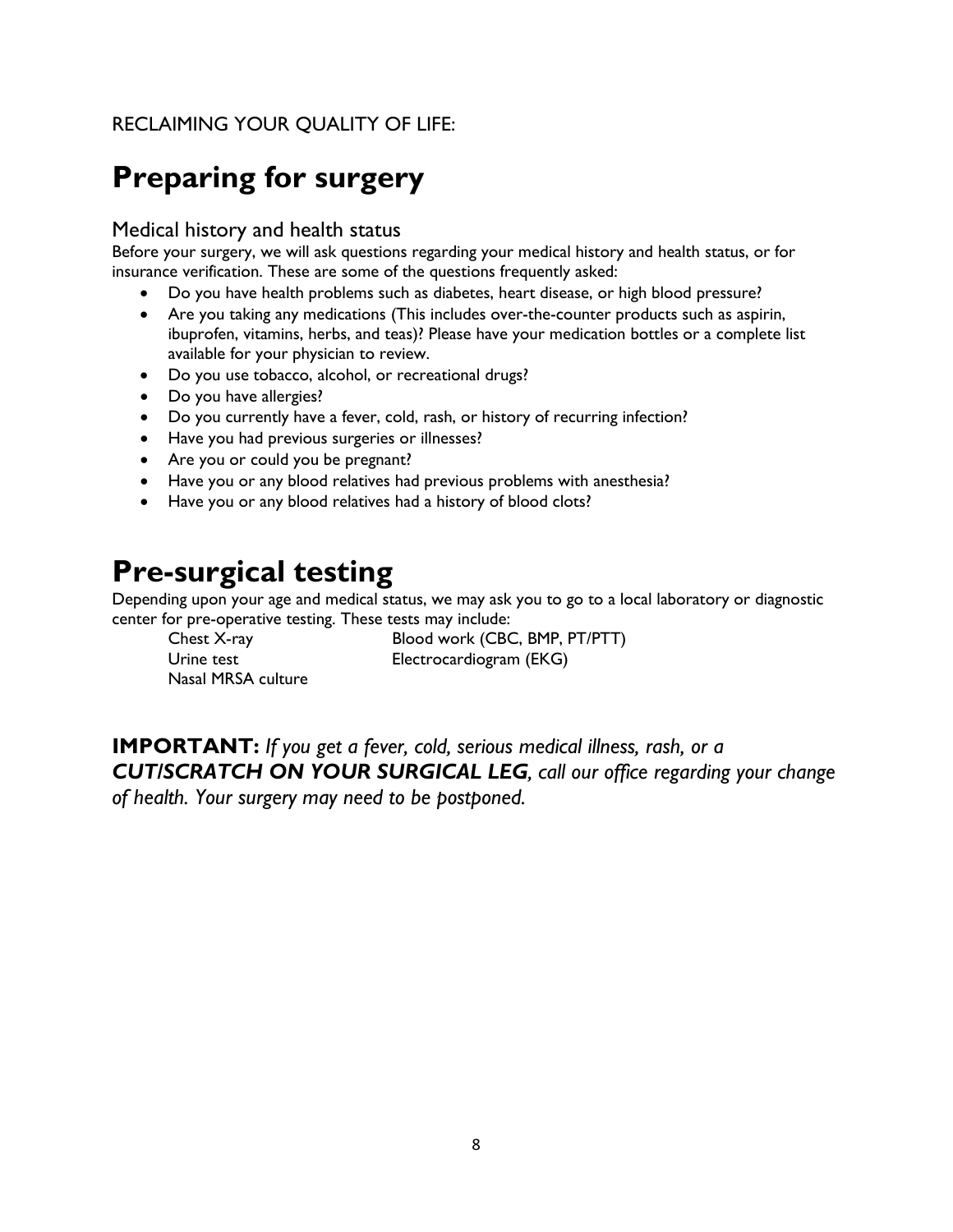RECLAIMING YOUR QUALITY OF LIFE:

# Preparing for surgery

## Medical history and health status

Before your surgery, we will ask questions regarding your medical history and health status, or for insurance verification. These are some of the questions frequently asked:

- Do you have health problems such as diabetes, heart disease, or high blood pressure?
- Are you taking any medications (This includes over-the-counter products such as aspirin, ibuprofen, vitamins, herbs, and teas)? Please have your medication bottles or a complete list available for your physician to review.
- Do you use tobacco, alcohol, or recreational drugs?
- Do you have allergies?
- Do you currently have a fever, cold, rash, or history of recurring infection?
- Have you had previous surgeries or illnesses?
- Are you or could you be pregnant?
- Have you or any blood relatives had previous problems with anesthesia?
- Have you or any blood relatives had a history of blood clots?

# Pre-surgical testing

Depending upon your age and medical status, we may ask you to go to a local laboratory or diagnostic center for pre-operative testing. These tests may include:

- Chest X-ray
- Blood work (CBC, BMP, PT/PTT)
- Urine test
- Electrocardiogram (EKG)
- Nasal MRSA culture

**IMPORTANT:** *If you get a fever, cold, serious medical illness, rash, or a* ***CUT/SCRATCH ON YOUR SURGICAL LEG****, call our office regarding your change of health. Your surgery may need to be postponed.*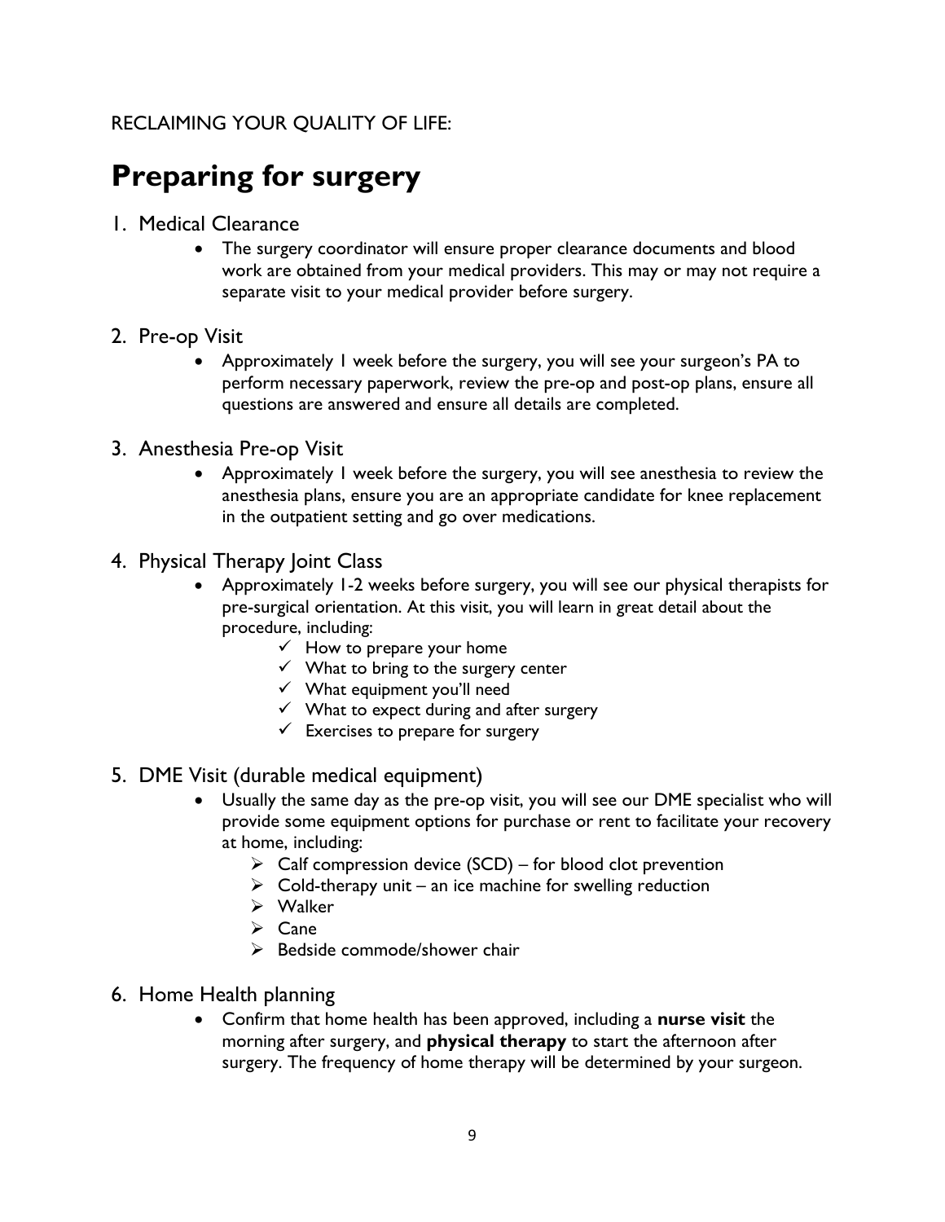RECLAIMING YOUR QUALITY OF LIFE:

# Preparing for surgery

1. Medical Clearance
   - The surgery coordinator will ensure proper clearance documents and blood work are obtained from your medical providers. This may or may not require a separate visit to your medical provider before surgery.

2. Pre-op Visit
   - Approximately 1 week before the surgery, you will see your surgeon's PA to perform necessary paperwork, review the pre-op and post-op plans, ensure all questions are answered and ensure all details are completed.

3. Anesthesia Pre-op Visit
   - Approximately 1 week before the surgery, you will see anesthesia to review the anesthesia plans, ensure you are an appropriate candidate for knee replacement in the outpatient setting and go over medications.

4. Physical Therapy Joint Class
   - Approximately 1-2 weeks before surgery, you will see our physical therapists for pre-surgical orientation. At this visit, you will learn in great detail about the procedure, including:
     - ✓ How to prepare your home
     - ✓ What to bring to the surgery center
     - ✓ What equipment you'll need
     - ✓ What to expect during and after surgery
     - ✓ Exercises to prepare for surgery

5. DME Visit (durable medical equipment)
   - Usually the same day as the pre-op visit, you will see our DME specialist who will provide some equipment options for purchase or rent to facilitate your recovery at home, including:
     - Calf compression device (SCD) – for blood clot prevention
     - Cold-therapy unit – an ice machine for swelling reduction
     - Walker
     - Cane
     - Bedside commode/shower chair

6. Home Health planning
   - Confirm that home health has been approved, including a **nurse visit** the morning after surgery, and **physical therapy** to start the afternoon after surgery. The frequency of home therapy will be determined by your surgeon.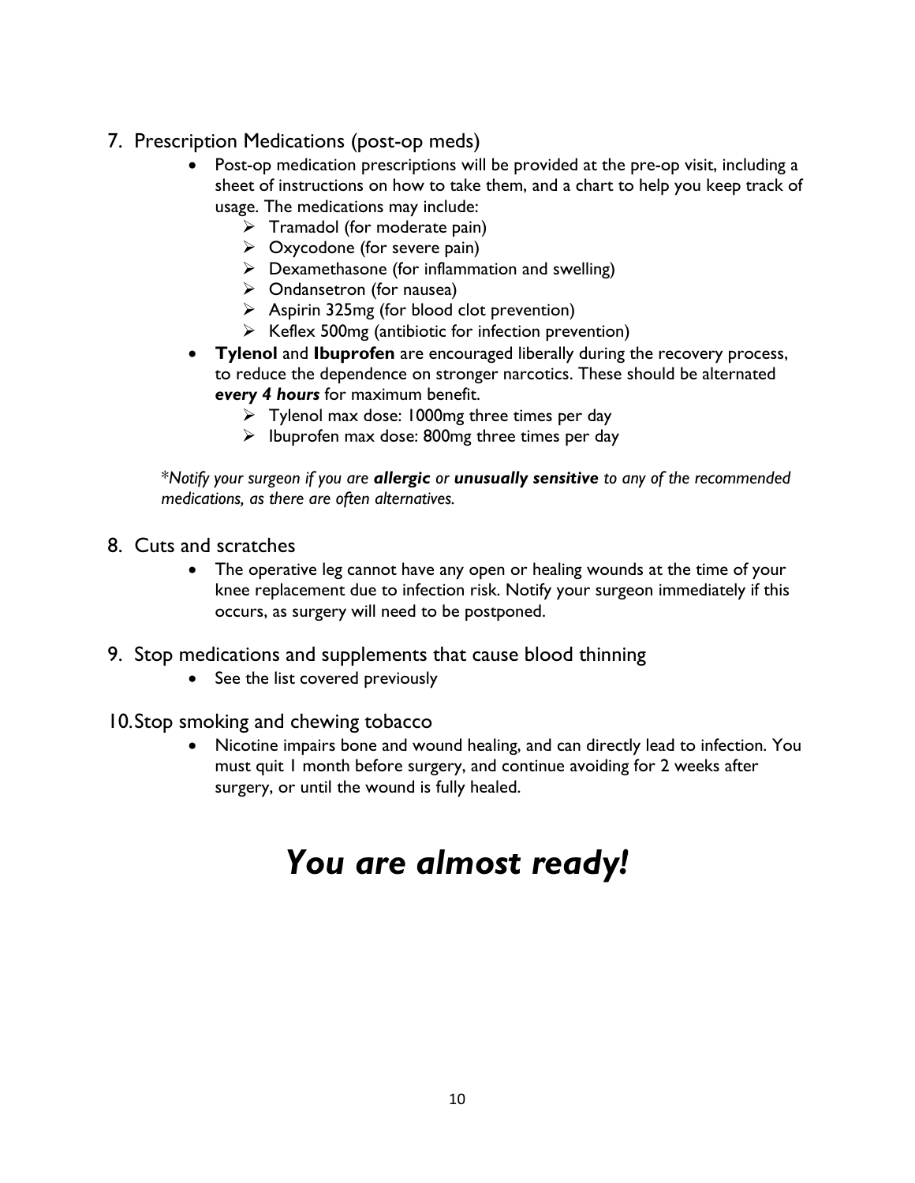7. Prescription Medications (post-op meds)
    - Post-op medication prescriptions will be provided at the pre-op visit, including a sheet of instructions on how to take them, and a chart to help you keep track of usage. The medications may include:
        - Tramadol (for moderate pain)
        - Oxycodone (for severe pain)
        - Dexamethasone (for inflammation and swelling)
        - Ondansetron (for nausea)
        - Aspirin 325mg (for blood clot prevention)
        - Keflex 500mg (antibiotic for infection prevention)
    - **Tylenol** and **Ibuprofen** are encouraged liberally during the recovery process, to reduce the dependence on stronger narcotics. These should be alternated ***every 4 hours*** for maximum benefit.
        - Tylenol max dose: 1000mg three times per day
        - Ibuprofen max dose: 800mg three times per day

    *\*Notify your surgeon if you are **allergic** or **unusually sensitive** to any of the recommended medications, as there are often alternatives.*

8. Cuts and scratches
    - The operative leg cannot have any open or healing wounds at the time of your knee replacement due to infection risk. Notify your surgeon immediately if this occurs, as surgery will need to be postponed.

9. Stop medications and supplements that cause blood thinning
    - See the list covered previously

10. Stop smoking and chewing tobacco
    - Nicotine impairs bone and wound healing, and can directly lead to infection. You must quit 1 month before surgery, and continue avoiding for 2 weeks after surgery, or until the wound is fully healed.

# ***You are almost ready!***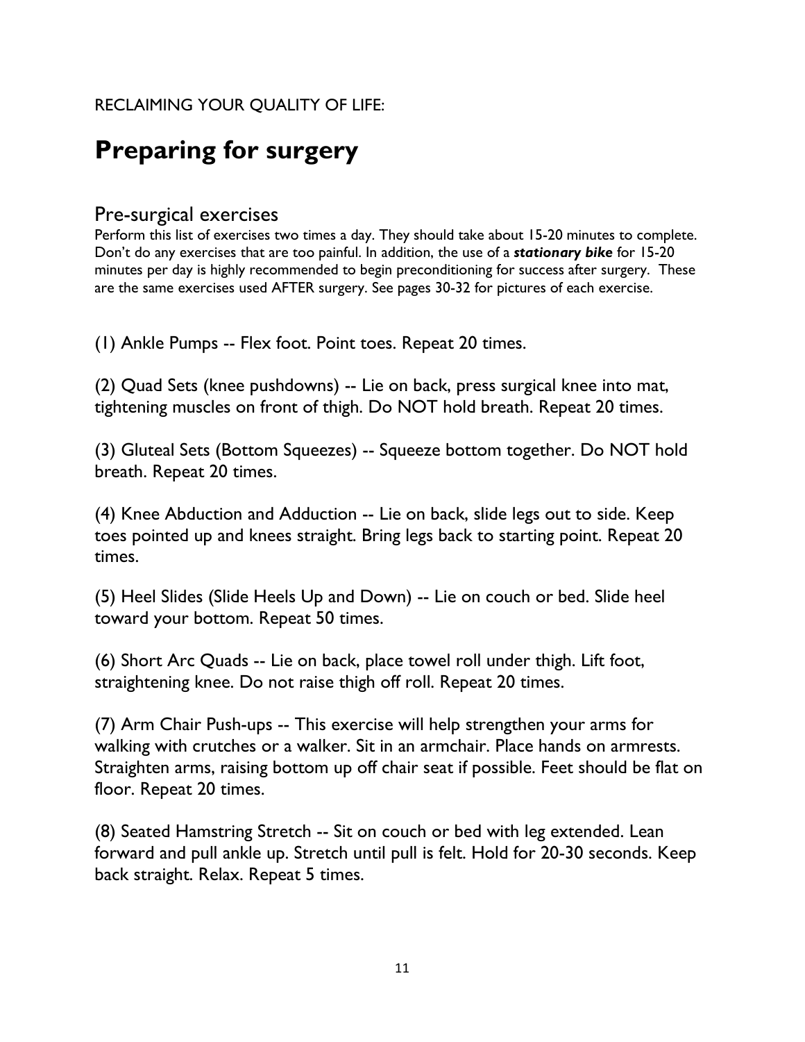RECLAIMING YOUR QUALITY OF LIFE:

# Preparing for surgery

## Pre-surgical exercises

Perform this list of exercises two times a day. They should take about 15-20 minutes to complete. Don't do any exercises that are too painful. In addition, the use of a ***stationary bike*** for 15-20 minutes per day is highly recommended to begin preconditioning for success after surgery. These are the same exercises used AFTER surgery. See pages 30-32 for pictures of each exercise.

(1) Ankle Pumps -- Flex foot. Point toes. Repeat 20 times.

(2) Quad Sets (knee pushdowns) -- Lie on back, press surgical knee into mat, tightening muscles on front of thigh. Do NOT hold breath. Repeat 20 times.

(3) Gluteal Sets (Bottom Squeezes) -- Squeeze bottom together. Do NOT hold breath. Repeat 20 times.

(4) Knee Abduction and Adduction -- Lie on back, slide legs out to side. Keep toes pointed up and knees straight. Bring legs back to starting point. Repeat 20 times.

(5) Heel Slides (Slide Heels Up and Down) -- Lie on couch or bed. Slide heel toward your bottom. Repeat 50 times.

(6) Short Arc Quads -- Lie on back, place towel roll under thigh. Lift foot, straightening knee. Do not raise thigh off roll. Repeat 20 times.

(7) Arm Chair Push-ups -- This exercise will help strengthen your arms for walking with crutches or a walker. Sit in an armchair. Place hands on armrests. Straighten arms, raising bottom up off chair seat if possible. Feet should be flat on floor. Repeat 20 times.

(8) Seated Hamstring Stretch -- Sit on couch or bed with leg extended. Lean forward and pull ankle up. Stretch until pull is felt. Hold for 20-30 seconds. Keep back straight. Relax. Repeat 5 times.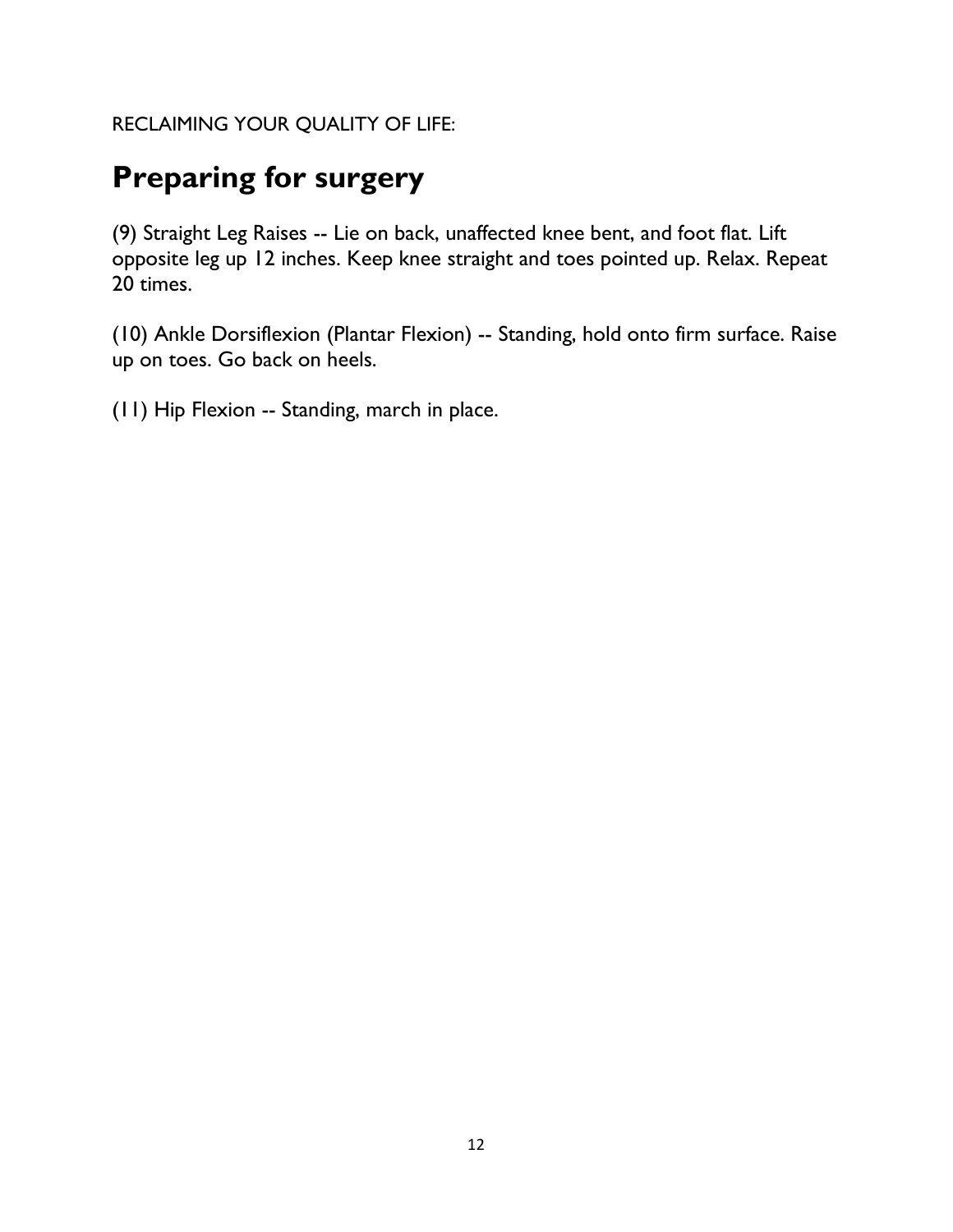RECLAIMING YOUR QUALITY OF LIFE:

# Preparing for surgery

(9) Straight Leg Raises -- Lie on back, unaffected knee bent, and foot flat. Lift opposite leg up 12 inches. Keep knee straight and toes pointed up. Relax. Repeat 20 times.

(10) Ankle Dorsiflexion (Plantar Flexion) -- Standing, hold onto firm surface. Raise up on toes. Go back on heels.

(11) Hip Flexion -- Standing, march in place.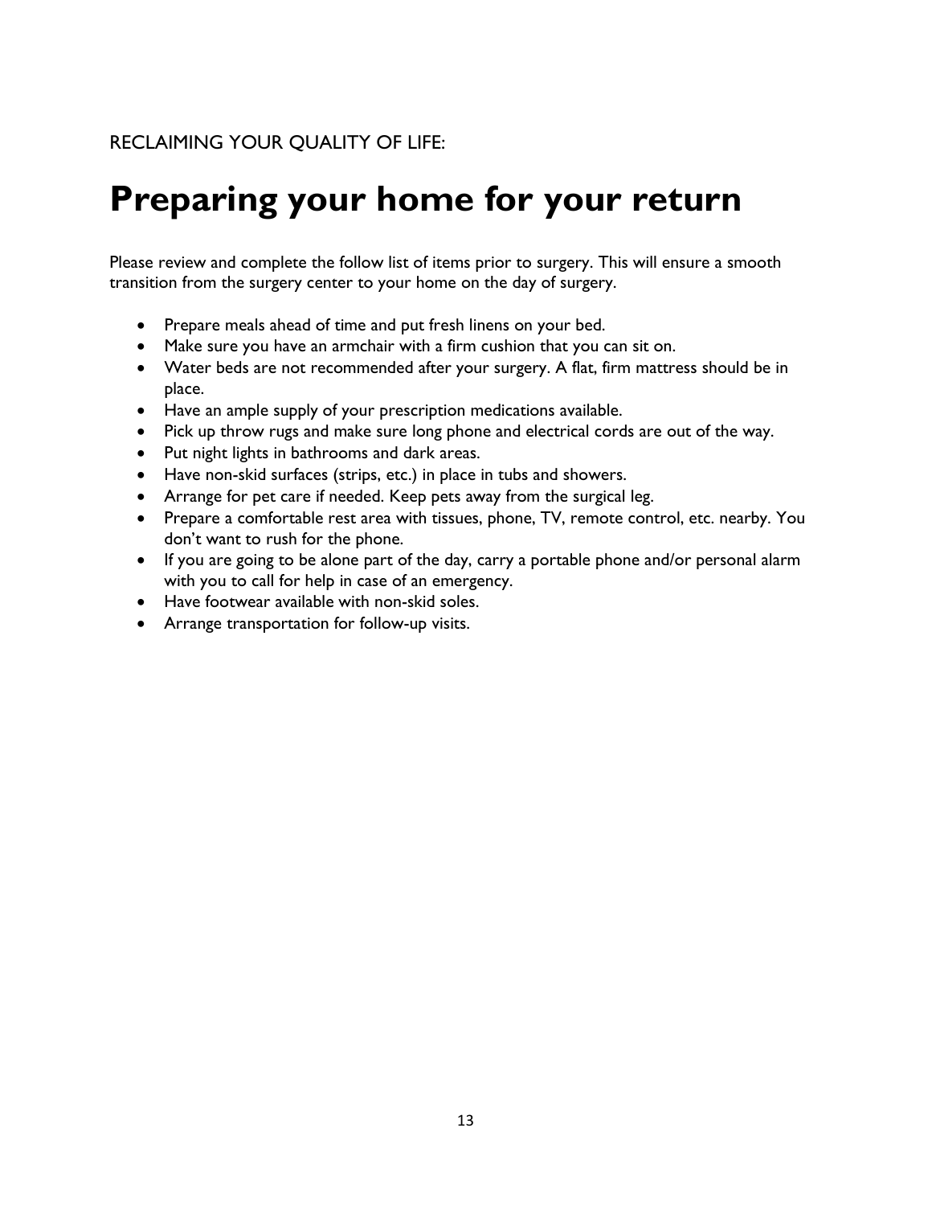RECLAIMING YOUR QUALITY OF LIFE:

# Preparing your home for your return

Please review and complete the follow list of items prior to surgery. This will ensure a smooth transition from the surgery center to your home on the day of surgery.

- Prepare meals ahead of time and put fresh linens on your bed.
- Make sure you have an armchair with a firm cushion that you can sit on.
- Water beds are not recommended after your surgery. A flat, firm mattress should be in place.
- Have an ample supply of your prescription medications available.
- Pick up throw rugs and make sure long phone and electrical cords are out of the way.
- Put night lights in bathrooms and dark areas.
- Have non-skid surfaces (strips, etc.) in place in tubs and showers.
- Arrange for pet care if needed. Keep pets away from the surgical leg.
- Prepare a comfortable rest area with tissues, phone, TV, remote control, etc. nearby. You don't want to rush for the phone.
- If you are going to be alone part of the day, carry a portable phone and/or personal alarm with you to call for help in case of an emergency.
- Have footwear available with non-skid soles.
- Arrange transportation for follow-up visits.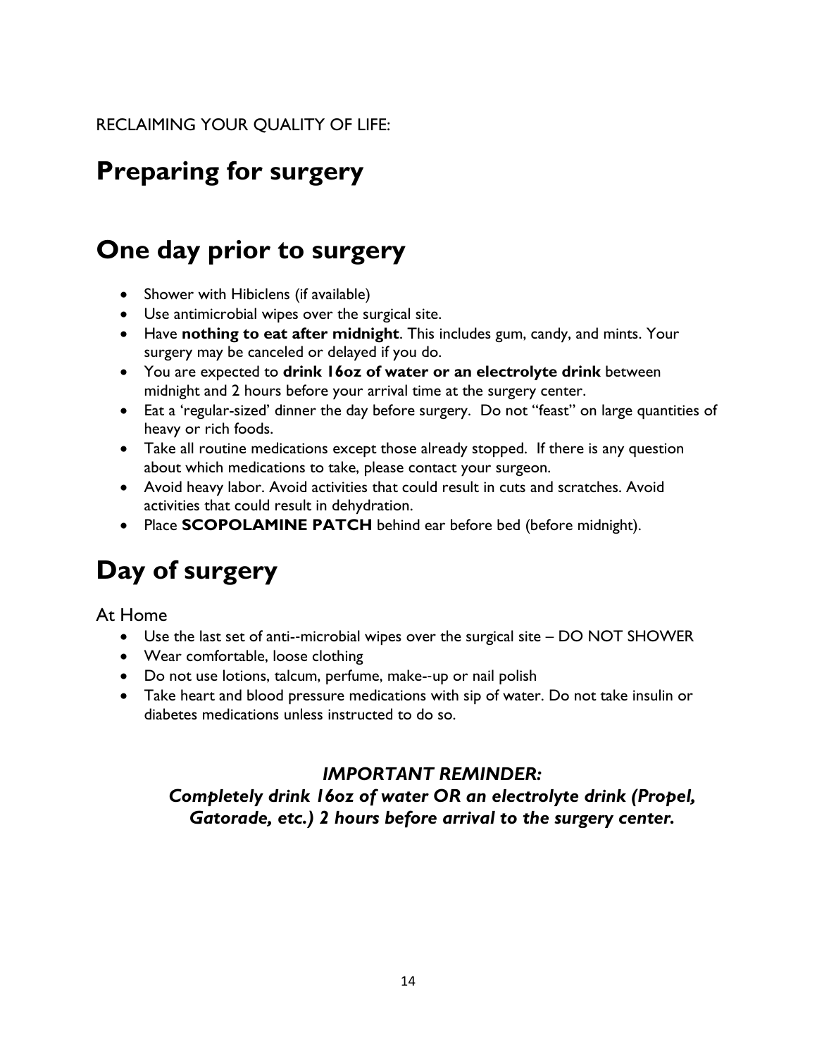RECLAIMING YOUR QUALITY OF LIFE:

# Preparing for surgery

# One day prior to surgery

- Shower with Hibiclens (if available)
- Use antimicrobial wipes over the surgical site.
- Have **nothing to eat after midnight**. This includes gum, candy, and mints. Your surgery may be canceled or delayed if you do.
- You are expected to **drink 16oz of water or an electrolyte drink** between midnight and 2 hours before your arrival time at the surgery center.
- Eat a 'regular-sized' dinner the day before surgery. Do not "feast" on large quantities of heavy or rich foods.
- Take all routine medications except those already stopped. If there is any question about which medications to take, please contact your surgeon.
- Avoid heavy labor. Avoid activities that could result in cuts and scratches. Avoid activities that could result in dehydration.
- Place **SCOPOLAMINE PATCH** behind ear before bed (before midnight).

# Day of surgery

## At Home

- Use the last set of anti--microbial wipes over the surgical site – DO NOT SHOWER
- Wear comfortable, loose clothing
- Do not use lotions, talcum, perfume, make--up or nail polish
- Take heart and blood pressure medications with sip of water. Do not take insulin or diabetes medications unless instructed to do so.

***IMPORTANT REMINDER:***
***Completely drink 16oz of water OR an electrolyte drink (Propel, Gatorade, etc.) 2 hours before arrival to the surgery center.***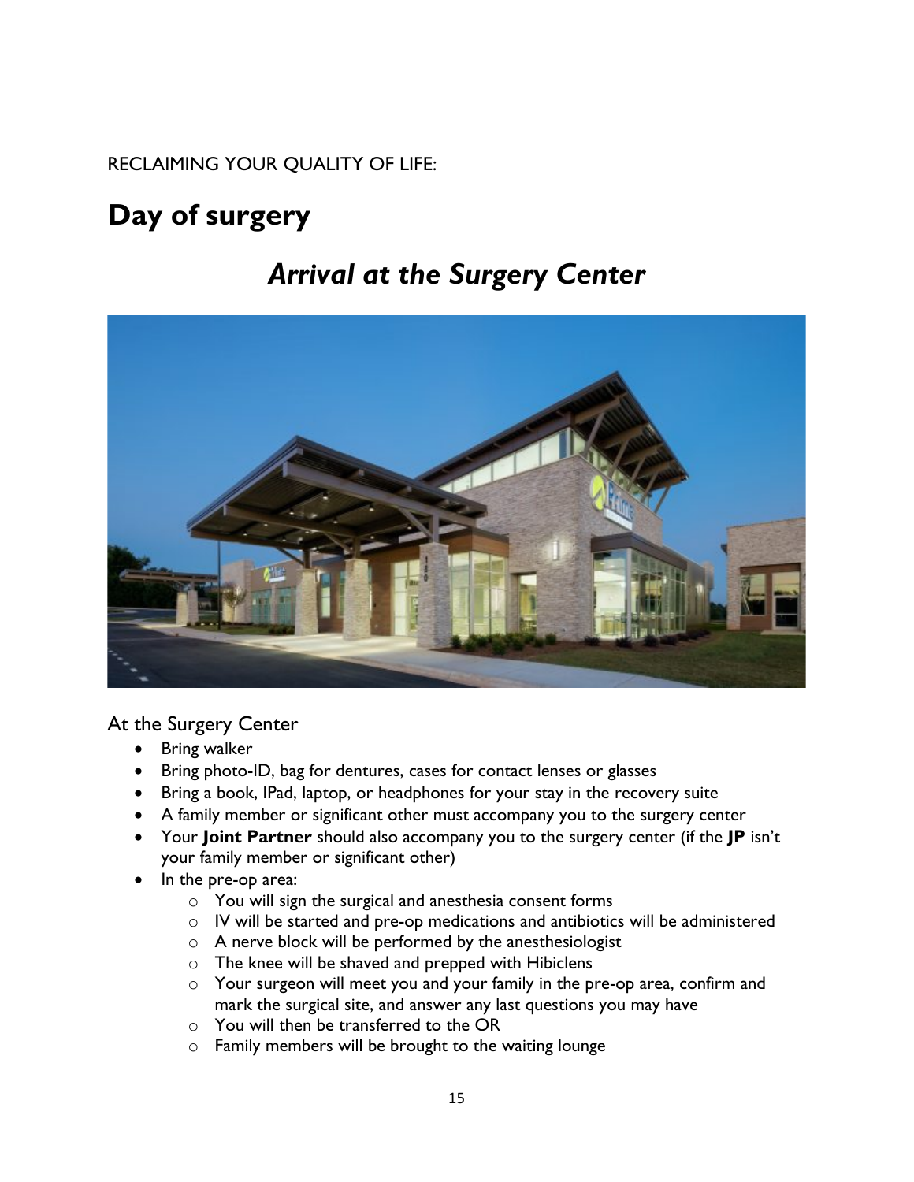RECLAIMING YOUR QUALITY OF LIFE:

# Day of surgery

## *Arrival at the Surgery Center*

### At the Surgery Center

- Bring walker
- Bring photo-ID, bag for dentures, cases for contact lenses or glasses
- Bring a book, IPad, laptop, or headphones for your stay in the recovery suite
- A family member or significant other must accompany you to the surgery center
- Your **Joint Partner** should also accompany you to the surgery center (if the **JP** isn't your family member or significant other)
- In the pre-op area:
    - You will sign the surgical and anesthesia consent forms
    - IV will be started and pre-op medications and antibiotics will be administered
    - A nerve block will be performed by the anesthesiologist
    - The knee will be shaved and prepped with Hibiclens
    - Your surgeon will meet you and your family in the pre-op area, confirm and mark the surgical site, and answer any last questions you may have
    - You will then be transferred to the OR
    - Family members will be brought to the waiting lounge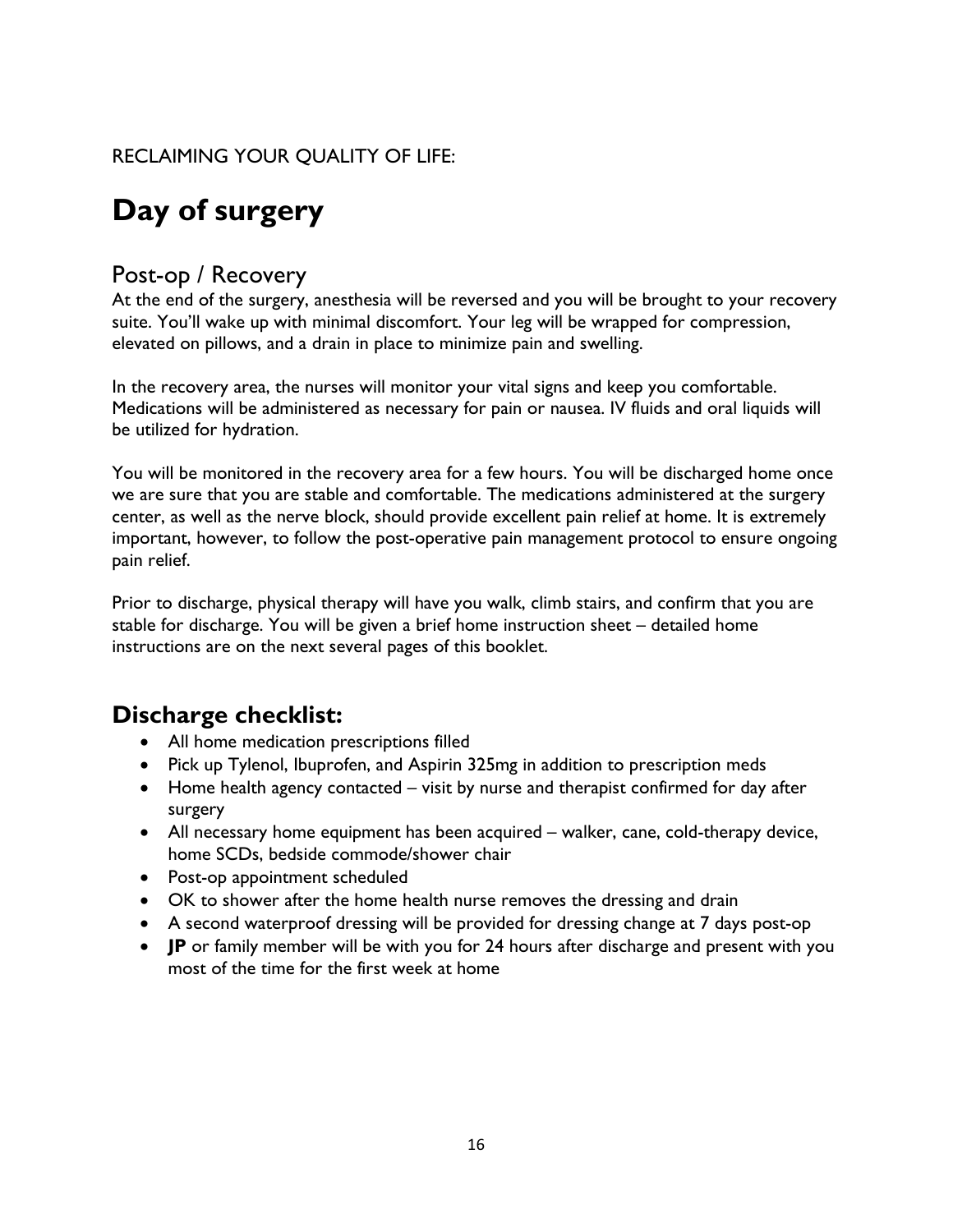RECLAIMING YOUR QUALITY OF LIFE:

# Day of surgery

## Post-op / Recovery

At the end of the surgery, anesthesia will be reversed and you will be brought to your recovery suite. You'll wake up with minimal discomfort. Your leg will be wrapped for compression, elevated on pillows, and a drain in place to minimize pain and swelling.

In the recovery area, the nurses will monitor your vital signs and keep you comfortable. Medications will be administered as necessary for pain or nausea. IV fluids and oral liquids will be utilized for hydration.

You will be monitored in the recovery area for a few hours. You will be discharged home once we are sure that you are stable and comfortable. The medications administered at the surgery center, as well as the nerve block, should provide excellent pain relief at home. It is extremely important, however, to follow the post-operative pain management protocol to ensure ongoing pain relief.

Prior to discharge, physical therapy will have you walk, climb stairs, and confirm that you are stable for discharge. You will be given a brief home instruction sheet – detailed home instructions are on the next several pages of this booklet.

## Discharge checklist:

- All home medication prescriptions filled
- Pick up Tylenol, Ibuprofen, and Aspirin 325mg in addition to prescription meds
- Home health agency contacted – visit by nurse and therapist confirmed for day after surgery
- All necessary home equipment has been acquired – walker, cane, cold-therapy device, home SCDs, bedside commode/shower chair
- Post-op appointment scheduled
- OK to shower after the home health nurse removes the dressing and drain
- A second waterproof dressing will be provided for dressing change at 7 days post-op
- **JP** or family member will be with you for 24 hours after discharge and present with you most of the time for the first week at home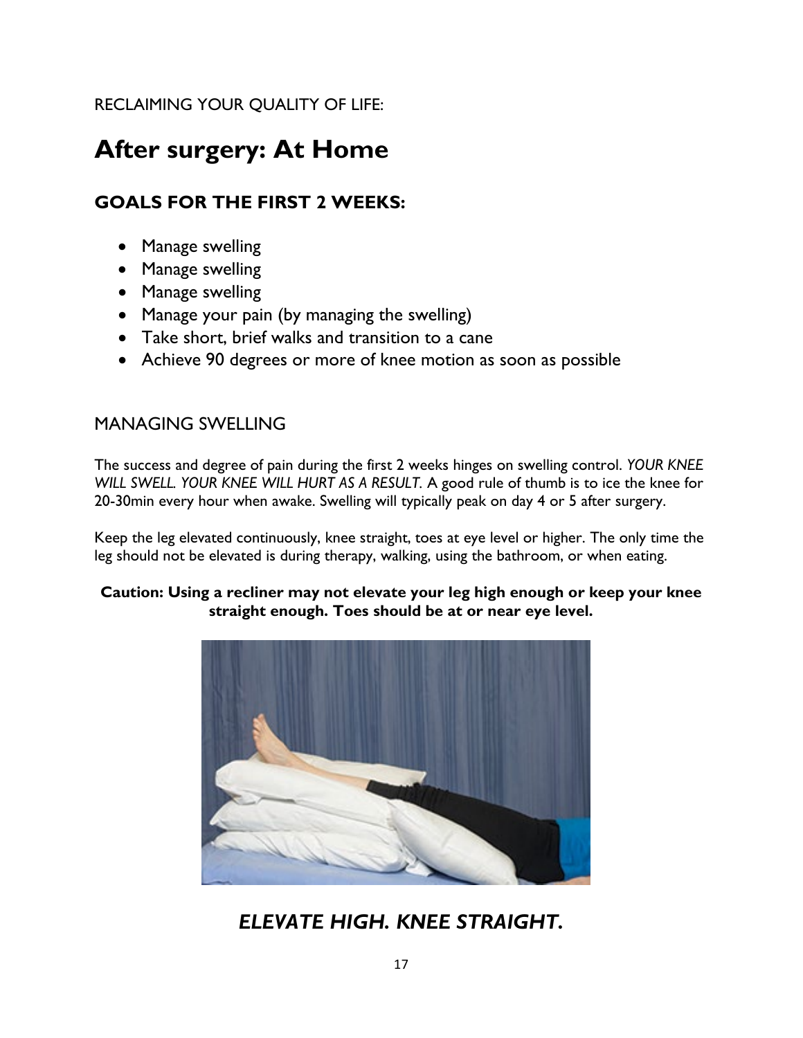RECLAIMING YOUR QUALITY OF LIFE:

# After surgery: At Home

## GOALS FOR THE FIRST 2 WEEKS:

- Manage swelling
- Manage swelling
- Manage swelling
- Manage your pain (by managing the swelling)
- Take short, brief walks and transition to a cane
- Achieve 90 degrees or more of knee motion as soon as possible

## MANAGING SWELLING

The success and degree of pain during the first 2 weeks hinges on swelling control. *YOUR KNEE WILL SWELL. YOUR KNEE WILL HURT AS A RESULT.* A good rule of thumb is to ice the knee for 20-30min every hour when awake. Swelling will typically peak on day 4 or 5 after surgery.

Keep the leg elevated continuously, knee straight, toes at eye level or higher. The only time the leg should not be elevated is during therapy, walking, using the bathroom, or when eating.

**Caution: Using a recliner may not elevate your leg high enough or keep your knee straight enough. Toes should be at or near eye level.**

***ELEVATE HIGH. KNEE STRAIGHT.***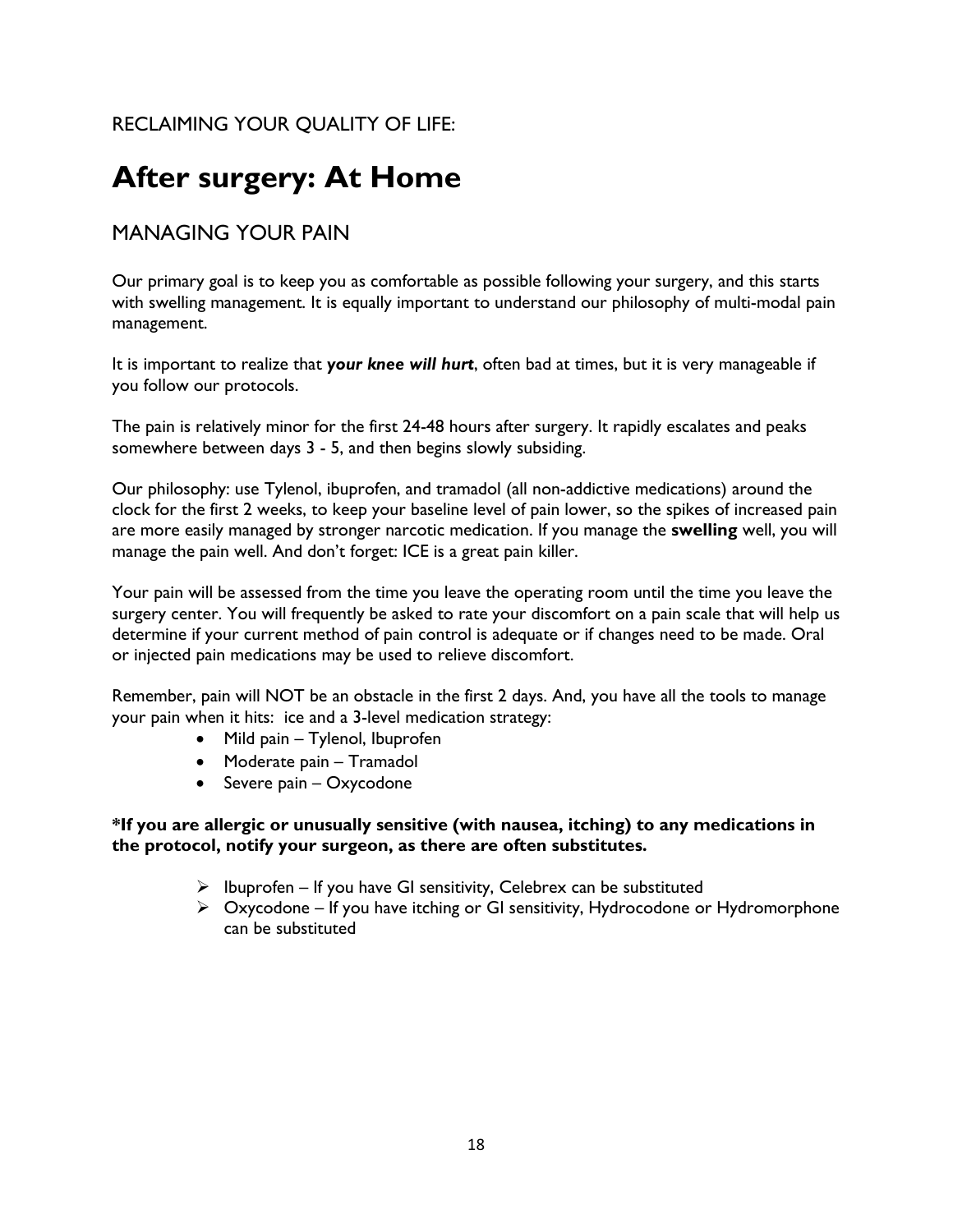RECLAIMING YOUR QUALITY OF LIFE:

# After surgery: At Home

## MANAGING YOUR PAIN

Our primary goal is to keep you as comfortable as possible following your surgery, and this starts with swelling management. It is equally important to understand our philosophy of multi-modal pain management.

It is important to realize that ***your knee will hurt***, often bad at times, but it is very manageable if you follow our protocols.

The pain is relatively minor for the first 24-48 hours after surgery. It rapidly escalates and peaks somewhere between days 3 - 5, and then begins slowly subsiding.

Our philosophy: use Tylenol, ibuprofen, and tramadol (all non-addictive medications) around the clock for the first 2 weeks, to keep your baseline level of pain lower, so the spikes of increased pain are more easily managed by stronger narcotic medication. If you manage the **swelling** well, you will manage the pain well. And don't forget: ICE is a great pain killer.

Your pain will be assessed from the time you leave the operating room until the time you leave the surgery center. You will frequently be asked to rate your discomfort on a pain scale that will help us determine if your current method of pain control is adequate or if changes need to be made. Oral or injected pain medications may be used to relieve discomfort.

Remember, pain will NOT be an obstacle in the first 2 days. And, you have all the tools to manage your pain when it hits: ice and a 3-level medication strategy:

- Mild pain – Tylenol, Ibuprofen
- Moderate pain – Tramadol
- Severe pain – Oxycodone

**\*If you are allergic or unusually sensitive (with nausea, itching) to any medications in the protocol, notify your surgeon, as there are often substitutes.**

- Ibuprofen – If you have GI sensitivity, Celebrex can be substituted
- Oxycodone – If you have itching or GI sensitivity, Hydrocodone or Hydromorphone can be substituted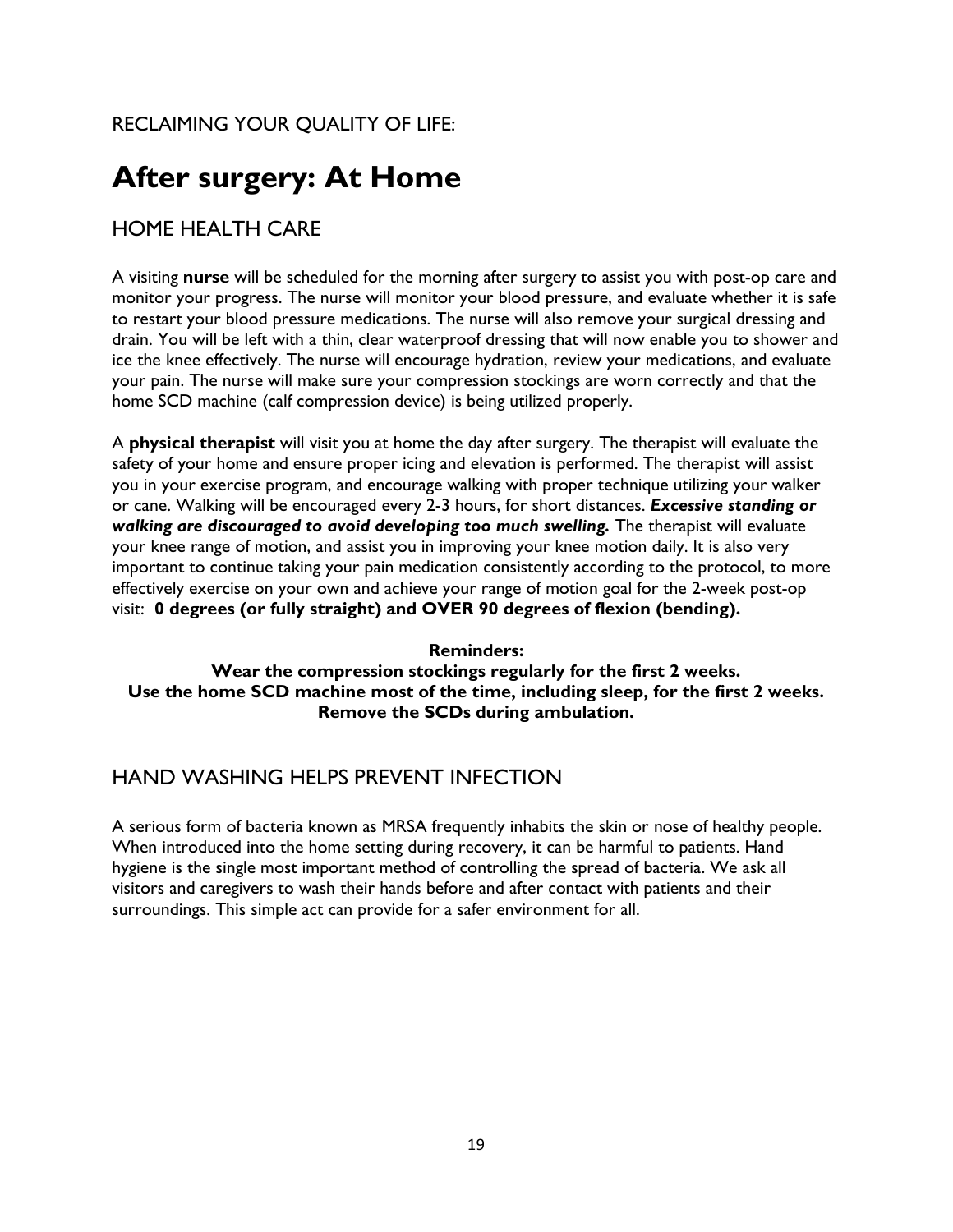RECLAIMING YOUR QUALITY OF LIFE:

# After surgery: At Home

## HOME HEALTH CARE

A visiting **nurse** will be scheduled for the morning after surgery to assist you with post-op care and monitor your progress. The nurse will monitor your blood pressure, and evaluate whether it is safe to restart your blood pressure medications. The nurse will also remove your surgical dressing and drain. You will be left with a thin, clear waterproof dressing that will now enable you to shower and ice the knee effectively. The nurse will encourage hydration, review your medications, and evaluate your pain. The nurse will make sure your compression stockings are worn correctly and that the home SCD machine (calf compression device) is being utilized properly.

A **physical therapist** will visit you at home the day after surgery. The therapist will evaluate the safety of your home and ensure proper icing and elevation is performed. The therapist will assist you in your exercise program, and encourage walking with proper technique utilizing your walker or cane. Walking will be encouraged every 2-3 hours, for short distances. ***Excessive standing or walking are discouraged to avoid developing too much swelling.*** The therapist will evaluate your knee range of motion, and assist you in improving your knee motion daily. It is also very important to continue taking your pain medication consistently according to the protocol, to more effectively exercise on your own and achieve your range of motion goal for the 2-week post-op visit: **0 degrees (or fully straight) and OVER 90 degrees of flexion (bending).**

**Reminders:**
**Wear the compression stockings regularly for the first 2 weeks.**
**Use the home SCD machine most of the time, including sleep, for the first 2 weeks.**
**Remove the SCDs during ambulation.**

## HAND WASHING HELPS PREVENT INFECTION

A serious form of bacteria known as MRSA frequently inhabits the skin or nose of healthy people. When introduced into the home setting during recovery, it can be harmful to patients. Hand hygiene is the single most important method of controlling the spread of bacteria. We ask all visitors and caregivers to wash their hands before and after contact with patients and their surroundings. This simple act can provide for a safer environment for all.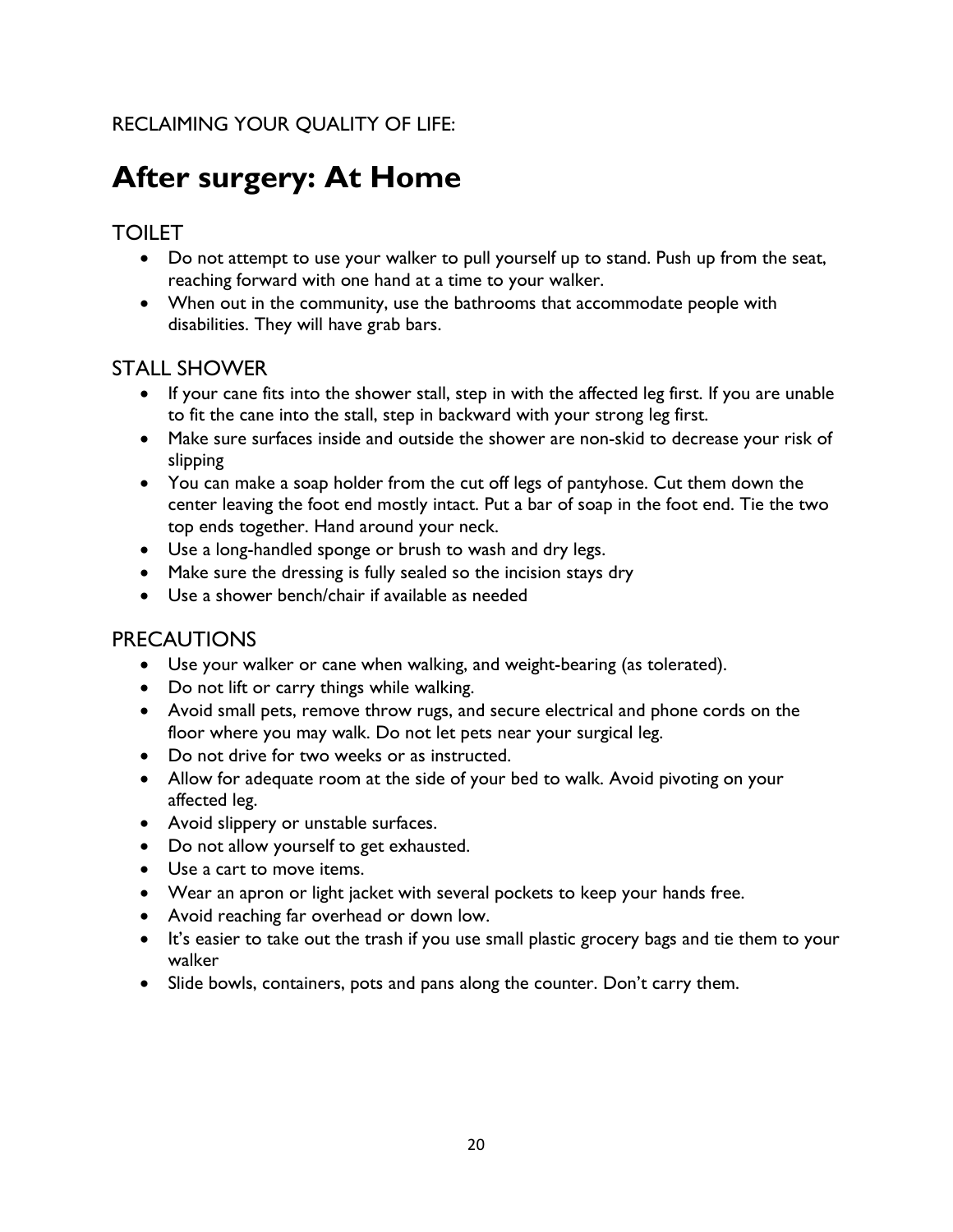RECLAIMING YOUR QUALITY OF LIFE:

# After surgery: At Home

## TOILET

- Do not attempt to use your walker to pull yourself up to stand. Push up from the seat, reaching forward with one hand at a time to your walker.
- When out in the community, use the bathrooms that accommodate people with disabilities. They will have grab bars.

## STALL SHOWER

- If your cane fits into the shower stall, step in with the affected leg first. If you are unable to fit the cane into the stall, step in backward with your strong leg first.
- Make sure surfaces inside and outside the shower are non-skid to decrease your risk of slipping
- You can make a soap holder from the cut off legs of pantyhose. Cut them down the center leaving the foot end mostly intact. Put a bar of soap in the foot end. Tie the two top ends together. Hand around your neck.
- Use a long-handled sponge or brush to wash and dry legs.
- Make sure the dressing is fully sealed so the incision stays dry
- Use a shower bench/chair if available as needed

## PRECAUTIONS

- Use your walker or cane when walking, and weight-bearing (as tolerated).
- Do not lift or carry things while walking.
- Avoid small pets, remove throw rugs, and secure electrical and phone cords on the floor where you may walk. Do not let pets near your surgical leg.
- Do not drive for two weeks or as instructed.
- Allow for adequate room at the side of your bed to walk. Avoid pivoting on your affected leg.
- Avoid slippery or unstable surfaces.
- Do not allow yourself to get exhausted.
- Use a cart to move items.
- Wear an apron or light jacket with several pockets to keep your hands free.
- Avoid reaching far overhead or down low.
- It's easier to take out the trash if you use small plastic grocery bags and tie them to your walker
- Slide bowls, containers, pots and pans along the counter. Don't carry them.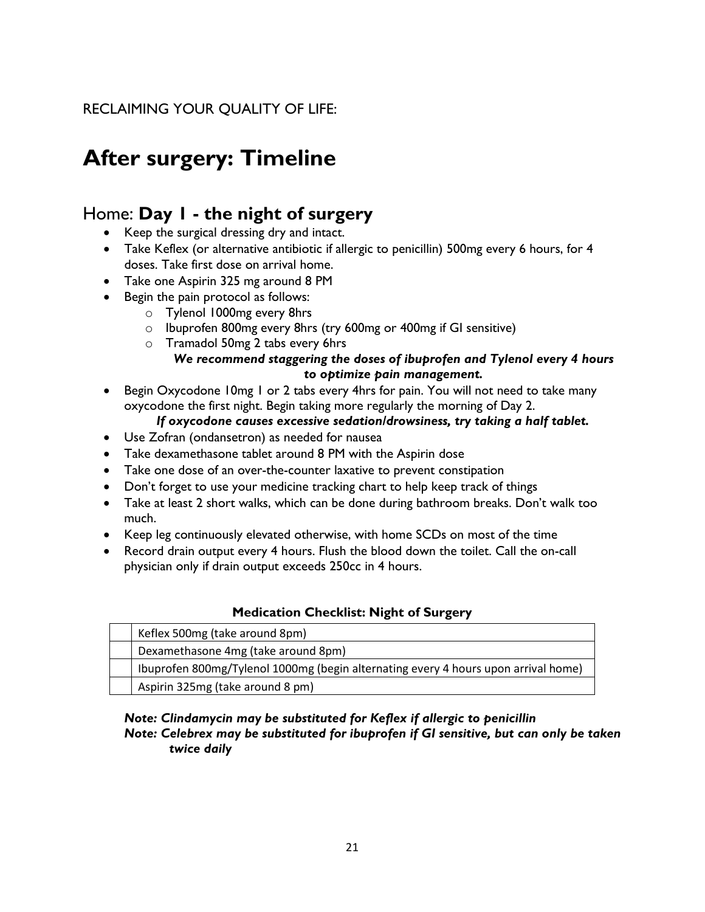RECLAIMING YOUR QUALITY OF LIFE:

# After surgery: Timeline

## Home: **Day 1 - the night of surgery**

- Keep the surgical dressing dry and intact.
- Take Keflex (or alternative antibiotic if allergic to penicillin) 500mg every 6 hours, for 4 doses. Take first dose on arrival home.
- Take one Aspirin 325 mg around 8 PM
- Begin the pain protocol as follows:
  - Tylenol 1000mg every 8hrs
  - Ibuprofen 800mg every 8hrs (try 600mg or 400mg if GI sensitive)
  - Tramadol 50mg 2 tabs every 6hrs

    ***We recommend staggering the doses of ibuprofen and Tylenol every 4 hours to optimize pain management.***
- Begin Oxycodone 10mg 1 or 2 tabs every 4hrs for pain. You will not need to take many oxycodone the first night. Begin taking more regularly the morning of Day 2.

  ***If oxycodone causes excessive sedation/drowsiness, try taking a half tablet.***
- Use Zofran (ondansetron) as needed for nausea
- Take dexamethasone tablet around 8 PM with the Aspirin dose
- Take one dose of an over-the-counter laxative to prevent constipation
- Don't forget to use your medicine tracking chart to help keep track of things
- Take at least 2 short walks, which can be done during bathroom breaks. Don't walk too much.
- Keep leg continuously elevated otherwise, with home SCDs on most of the time
- Record drain output every 4 hours. Flush the blood down the toilet. Call the on-call physician only if drain output exceeds 250cc in 4 hours.

**Medication Checklist: Night of Surgery**

| | |
|---|---|
| | Keflex 500mg (take around 8pm) |
| | Dexamethasone 4mg (take around 8pm) |
| | Ibuprofen 800mg/Tylenol 1000mg (begin alternating every 4 hours upon arrival home) |
| | Aspirin 325mg (take around 8 pm) |

***Note: Clindamycin may be substituted for Keflex if allergic to penicillin***
***Note: Celebrex may be substituted for ibuprofen if GI sensitive, but can only be taken twice daily***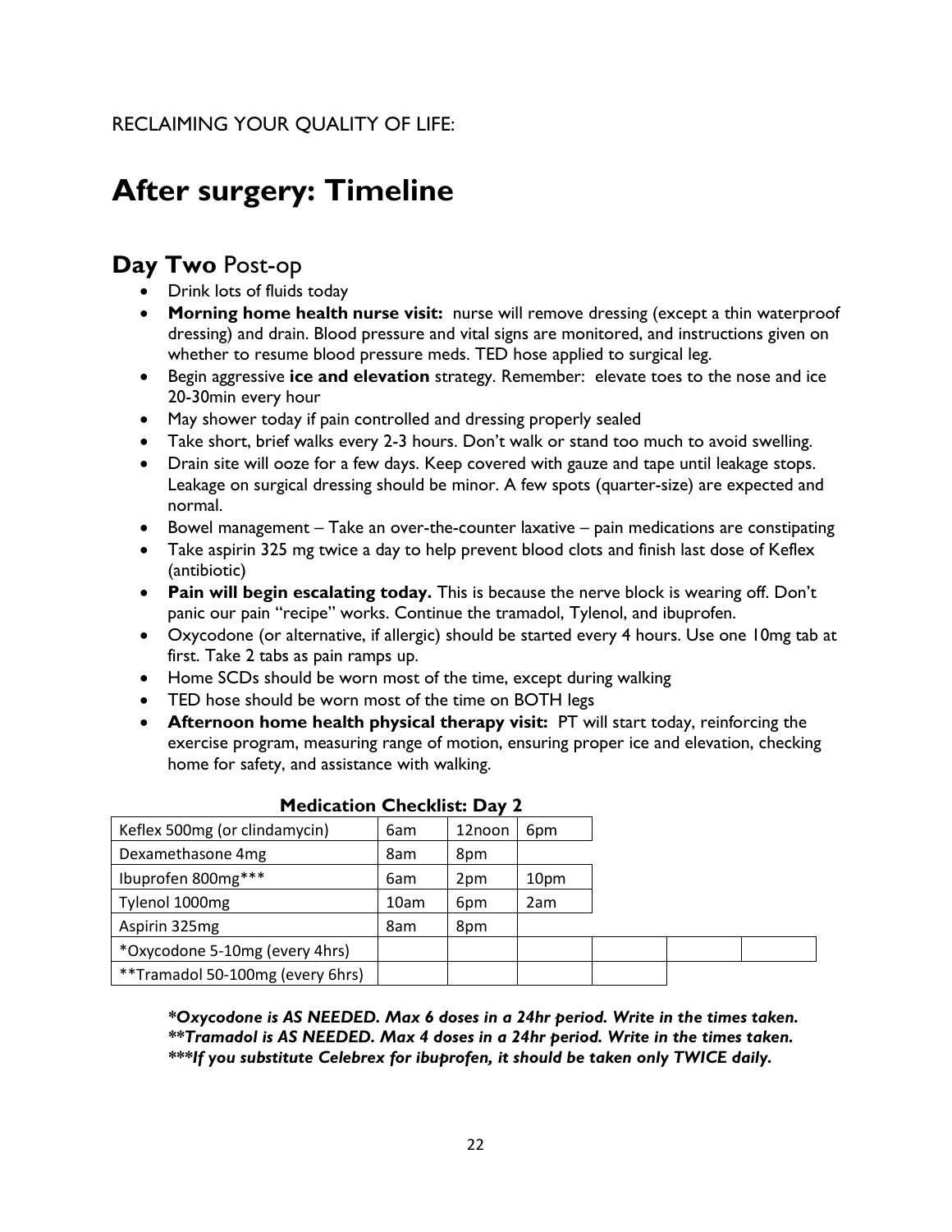RECLAIMING YOUR QUALITY OF LIFE:

# After surgery: Timeline

## Day Two Post-op

- Drink lots of fluids today
- **Morning home health nurse visit:** nurse will remove dressing (except a thin waterproof dressing) and drain. Blood pressure and vital signs are monitored, and instructions given on whether to resume blood pressure meds. TED hose applied to surgical leg.
- Begin aggressive **ice and elevation** strategy. Remember: elevate toes to the nose and ice 20-30min every hour
- May shower today if pain controlled and dressing properly sealed
- Take short, brief walks every 2-3 hours. Don't walk or stand too much to avoid swelling.
- Drain site will ooze for a few days. Keep covered with gauze and tape until leakage stops. Leakage on surgical dressing should be minor. A few spots (quarter-size) are expected and normal.
- Bowel management – Take an over-the-counter laxative – pain medications are constipating
- Take aspirin 325 mg twice a day to help prevent blood clots and finish last dose of Keflex (antibiotic)
- **Pain will begin escalating today.** This is because the nerve block is wearing off. Don't panic our pain "recipe" works. Continue the tramadol, Tylenol, and ibuprofen.
- Oxycodone (or alternative, if allergic) should be started every 4 hours. Use one 10mg tab at first. Take 2 tabs as pain ramps up.
- Home SCDs should be worn most of the time, except during walking
- TED hose should be worn most of the time on BOTH legs
- **Afternoon home health physical therapy visit:** PT will start today, reinforcing the exercise program, measuring range of motion, ensuring proper ice and elevation, checking home for safety, and assistance with walking.

**Medication Checklist: Day 2**

| | | | | | | |
|---|---|---|---|---|---|---|
| Keflex 500mg (or clindamycin) | 6am | 12noon | 6pm | | | |
| Dexamethasone 4mg | 8am | 8pm | | | | |
| Ibuprofen 800mg*** | 6am | 2pm | 10pm | | | |
| Tylenol 1000mg | 10am | 6pm | 2am | | | |
| Aspirin 325mg | 8am | 8pm | | | | |
| *Oxycodone 5-10mg (every 4hrs) | | | | | | |
| **Tramadol 50-100mg (every 6hrs) | | | | | | |

***Oxycodone is AS NEEDED. Max 6 doses in a 24hr period. Write in the times taken.***
***\*\*Tramadol is AS NEEDED. Max 4 doses in a 24hr period. Write in the times taken.***
***\*\*\*If you substitute Celebrex for ibuprofen, it should be taken only TWICE daily.***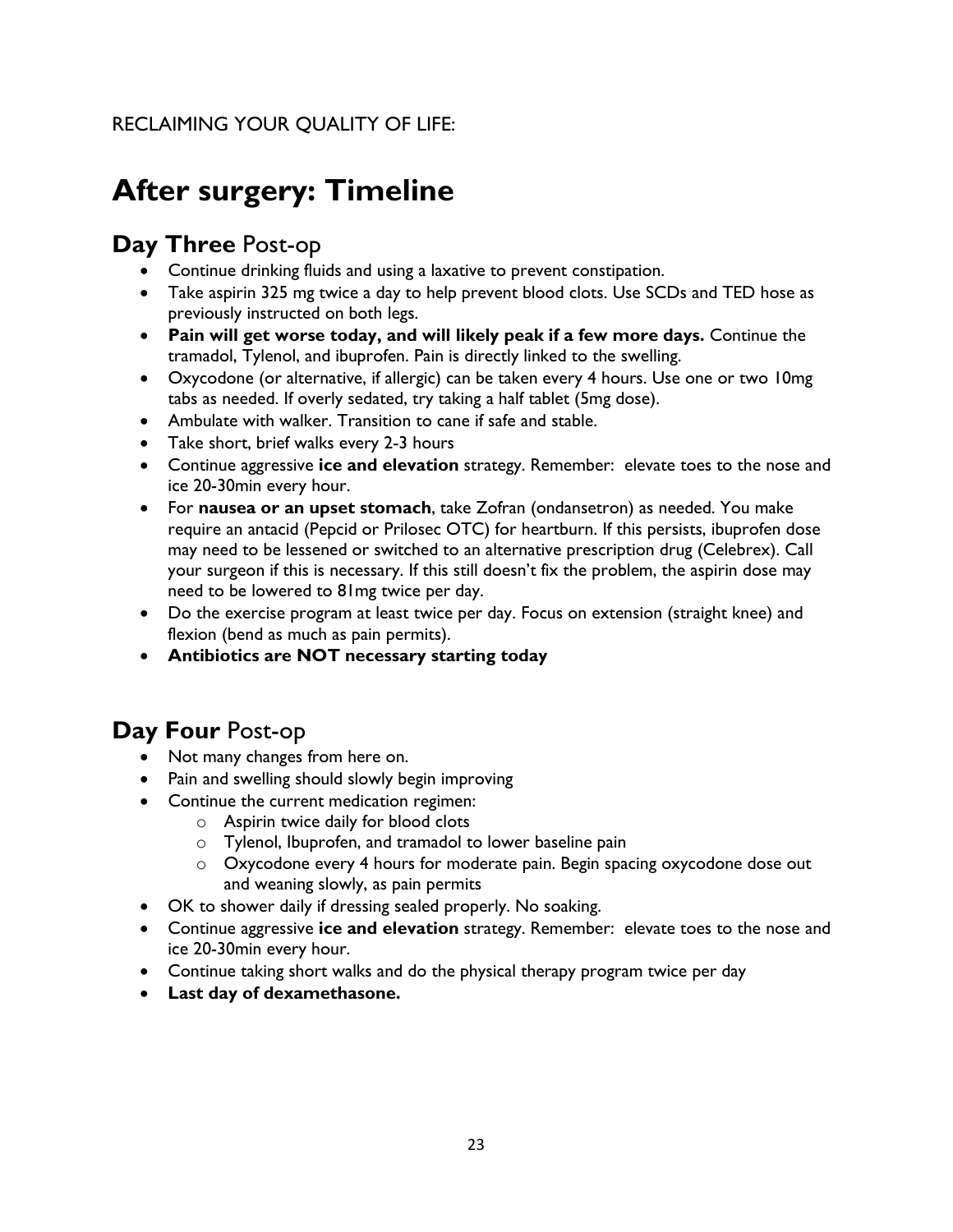RECLAIMING YOUR QUALITY OF LIFE:

# After surgery: Timeline

## **Day Three** Post-op

- Continue drinking fluids and using a laxative to prevent constipation.
- Take aspirin 325 mg twice a day to help prevent blood clots. Use SCDs and TED hose as previously instructed on both legs.
- **Pain will get worse today, and will likely peak if a few more days.** Continue the tramadol, Tylenol, and ibuprofen. Pain is directly linked to the swelling.
- Oxycodone (or alternative, if allergic) can be taken every 4 hours. Use one or two 10mg tabs as needed. If overly sedated, try taking a half tablet (5mg dose).
- Ambulate with walker. Transition to cane if safe and stable.
- Take short, brief walks every 2-3 hours
- Continue aggressive **ice and elevation** strategy. Remember: elevate toes to the nose and ice 20-30min every hour.
- For **nausea or an upset stomach**, take Zofran (ondansetron) as needed. You make require an antacid (Pepcid or Prilosec OTC) for heartburn. If this persists, ibuprofen dose may need to be lessened or switched to an alternative prescription drug (Celebrex). Call your surgeon if this is necessary. If this still doesn't fix the problem, the aspirin dose may need to be lowered to 81mg twice per day.
- Do the exercise program at least twice per day. Focus on extension (straight knee) and flexion (bend as much as pain permits).
- **Antibiotics are NOT necessary starting today**

## **Day Four** Post-op

- Not many changes from here on.
- Pain and swelling should slowly begin improving
- Continue the current medication regimen:
  - Aspirin twice daily for blood clots
  - Tylenol, Ibuprofen, and tramadol to lower baseline pain
  - Oxycodone every 4 hours for moderate pain. Begin spacing oxycodone dose out and weaning slowly, as pain permits
- OK to shower daily if dressing sealed properly. No soaking.
- Continue aggressive **ice and elevation** strategy. Remember: elevate toes to the nose and ice 20-30min every hour.
- Continue taking short walks and do the physical therapy program twice per day
- **Last day of dexamethasone.**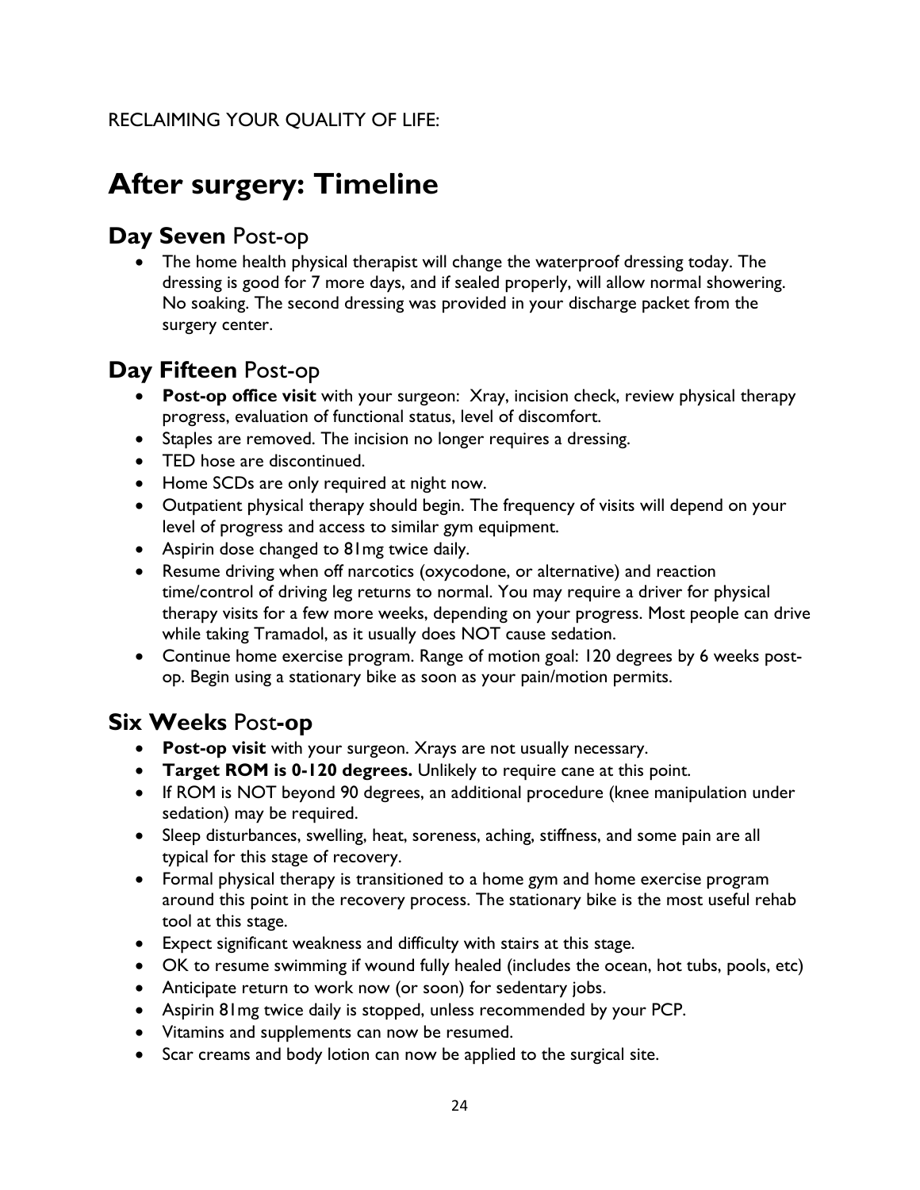RECLAIMING YOUR QUALITY OF LIFE:

# After surgery: Timeline

## **Day Seven** Post-op

- The home health physical therapist will change the waterproof dressing today. The dressing is good for 7 more days, and if sealed properly, will allow normal showering. No soaking. The second dressing was provided in your discharge packet from the surgery center.

## **Day Fifteen** Post-op

- **Post-op office visit** with your surgeon: Xray, incision check, review physical therapy progress, evaluation of functional status, level of discomfort.
- Staples are removed. The incision no longer requires a dressing.
- TED hose are discontinued.
- Home SCDs are only required at night now.
- Outpatient physical therapy should begin. The frequency of visits will depend on your level of progress and access to similar gym equipment.
- Aspirin dose changed to 81mg twice daily.
- Resume driving when off narcotics (oxycodone, or alternative) and reaction time/control of driving leg returns to normal. You may require a driver for physical therapy visits for a few more weeks, depending on your progress. Most people can drive while taking Tramadol, as it usually does NOT cause sedation.
- Continue home exercise program. Range of motion goal: 120 degrees by 6 weeks post-op. Begin using a stationary bike as soon as your pain/motion permits.

## **Six Weeks** Post-**op**

- **Post-op visit** with your surgeon. Xrays are not usually necessary.
- **Target ROM is 0-120 degrees.** Unlikely to require cane at this point.
- If ROM is NOT beyond 90 degrees, an additional procedure (knee manipulation under sedation) may be required.
- Sleep disturbances, swelling, heat, soreness, aching, stiffness, and some pain are all typical for this stage of recovery.
- Formal physical therapy is transitioned to a home gym and home exercise program around this point in the recovery process. The stationary bike is the most useful rehab tool at this stage.
- Expect significant weakness and difficulty with stairs at this stage.
- OK to resume swimming if wound fully healed (includes the ocean, hot tubs, pools, etc)
- Anticipate return to work now (or soon) for sedentary jobs.
- Aspirin 81mg twice daily is stopped, unless recommended by your PCP.
- Vitamins and supplements can now be resumed.
- Scar creams and body lotion can now be applied to the surgical site.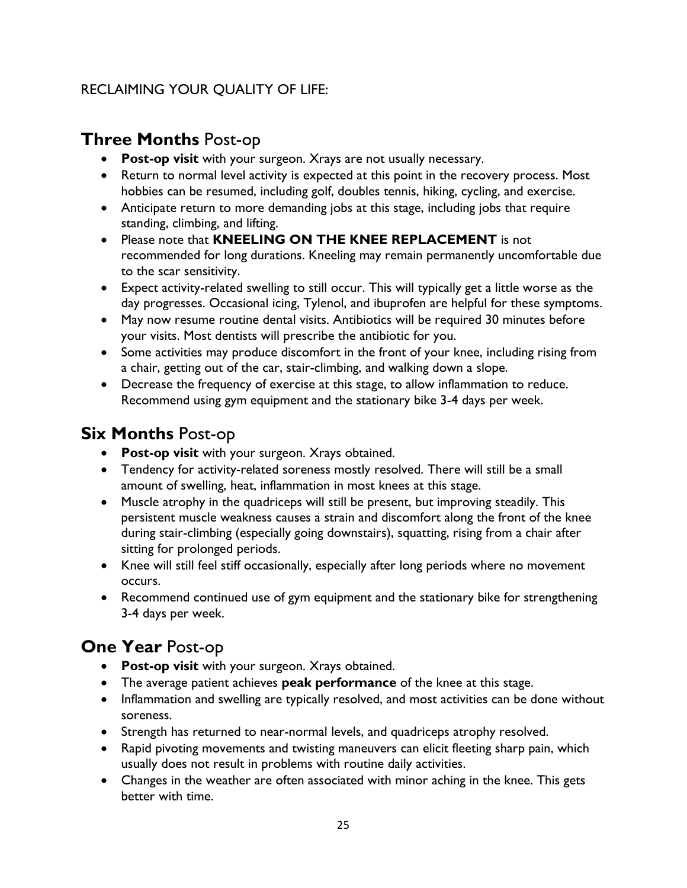RECLAIMING YOUR QUALITY OF LIFE:

## **Three Months** Post-op

- **Post-op visit** with your surgeon. Xrays are not usually necessary.
- Return to normal level activity is expected at this point in the recovery process. Most hobbies can be resumed, including golf, doubles tennis, hiking, cycling, and exercise.
- Anticipate return to more demanding jobs at this stage, including jobs that require standing, climbing, and lifting.
- Please note that **KNEELING ON THE KNEE REPLACEMENT** is not recommended for long durations. Kneeling may remain permanently uncomfortable due to the scar sensitivity.
- Expect activity-related swelling to still occur. This will typically get a little worse as the day progresses. Occasional icing, Tylenol, and ibuprofen are helpful for these symptoms.
- May now resume routine dental visits. Antibiotics will be required 30 minutes before your visits. Most dentists will prescribe the antibiotic for you.
- Some activities may produce discomfort in the front of your knee, including rising from a chair, getting out of the car, stair-climbing, and walking down a slope.
- Decrease the frequency of exercise at this stage, to allow inflammation to reduce. Recommend using gym equipment and the stationary bike 3-4 days per week.

## **Six Months** Post-op

- **Post-op visit** with your surgeon. Xrays obtained.
- Tendency for activity-related soreness mostly resolved. There will still be a small amount of swelling, heat, inflammation in most knees at this stage.
- Muscle atrophy in the quadriceps will still be present, but improving steadily. This persistent muscle weakness causes a strain and discomfort along the front of the knee during stair-climbing (especially going downstairs), squatting, rising from a chair after sitting for prolonged periods.
- Knee will still feel stiff occasionally, especially after long periods where no movement occurs.
- Recommend continued use of gym equipment and the stationary bike for strengthening 3-4 days per week.

## **One Year** Post-op

- **Post-op visit** with your surgeon. Xrays obtained.
- The average patient achieves **peak performance** of the knee at this stage.
- Inflammation and swelling are typically resolved, and most activities can be done without soreness.
- Strength has returned to near-normal levels, and quadriceps atrophy resolved.
- Rapid pivoting movements and twisting maneuvers can elicit fleeting sharp pain, which usually does not result in problems with routine daily activities.
- Changes in the weather are often associated with minor aching in the knee. This gets better with time.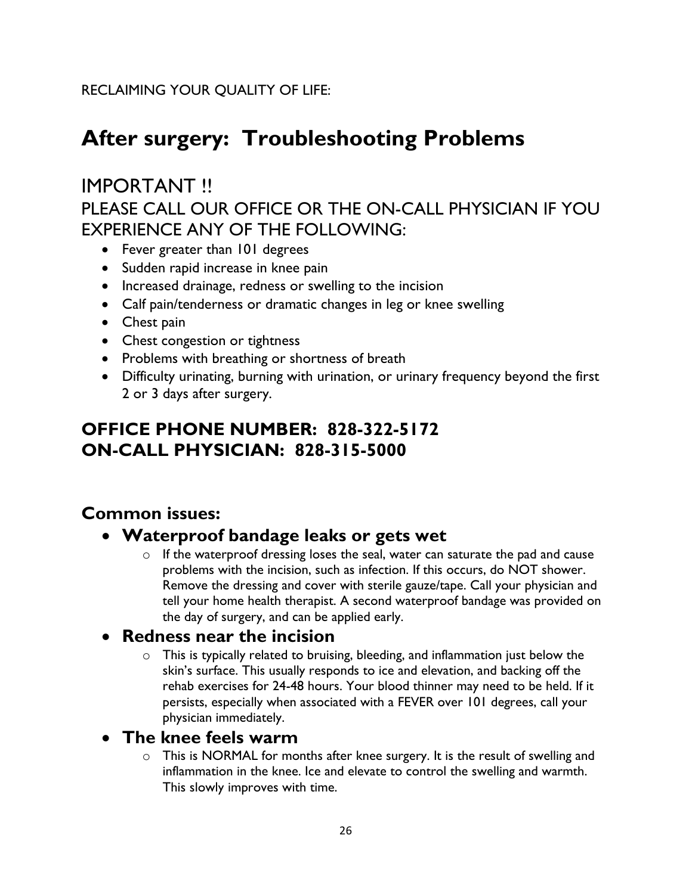RECLAIMING YOUR QUALITY OF LIFE:

# After surgery:  Troubleshooting Problems

## IMPORTANT !!

## PLEASE CALL OUR OFFICE OR THE ON-CALL PHYSICIAN IF YOU EXPERIENCE ANY OF THE FOLLOWING:

- Fever greater than 101 degrees
- Sudden rapid increase in knee pain
- Increased drainage, redness or swelling to the incision
- Calf pain/tenderness or dramatic changes in leg or knee swelling
- Chest pain
- Chest congestion or tightness
- Problems with breathing or shortness of breath
- Difficulty urinating, burning with urination, or urinary frequency beyond the first 2 or 3 days after surgery.

**OFFICE PHONE NUMBER:  828-322-5172**
**ON-CALL PHYSICIAN:  828-315-5000**

### Common issues:

- **Waterproof bandage leaks or gets wet**
  - If the waterproof dressing loses the seal, water can saturate the pad and cause problems with the incision, such as infection. If this occurs, do NOT shower. Remove the dressing and cover with sterile gauze/tape. Call your physician and tell your home health therapist. A second waterproof bandage was provided on the day of surgery, and can be applied early.
- **Redness near the incision**
  - This is typically related to bruising, bleeding, and inflammation just below the skin's surface. This usually responds to ice and elevation, and backing off the rehab exercises for 24-48 hours. Your blood thinner may need to be held. If it persists, especially when associated with a FEVER over 101 degrees, call your physician immediately.
- **The knee feels warm**
  - This is NORMAL for months after knee surgery. It is the result of swelling and inflammation in the knee. Ice and elevate to control the swelling and warmth. This slowly improves with time.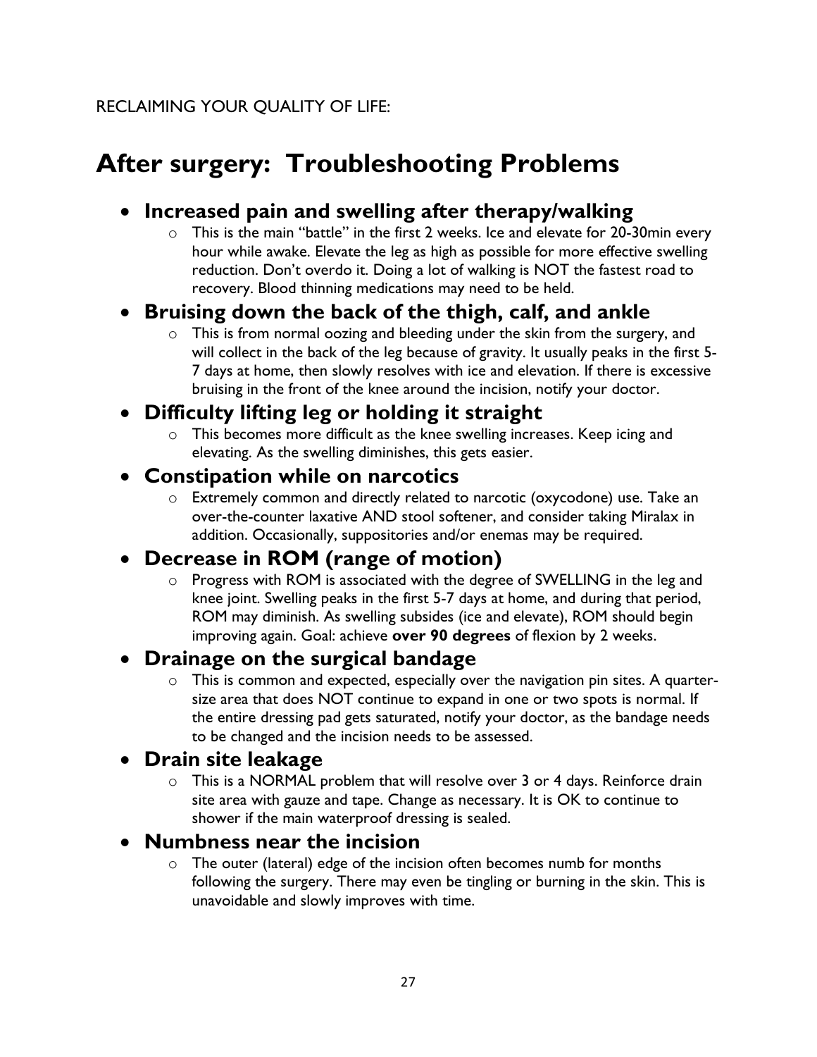RECLAIMING YOUR QUALITY OF LIFE:

# After surgery: Troubleshooting Problems

- **Increased pain and swelling after therapy/walking**
  - This is the main "battle" in the first 2 weeks. Ice and elevate for 20-30min every hour while awake. Elevate the leg as high as possible for more effective swelling reduction. Don't overdo it. Doing a lot of walking is NOT the fastest road to recovery. Blood thinning medications may need to be held.
- **Bruising down the back of the thigh, calf, and ankle**
  - This is from normal oozing and bleeding under the skin from the surgery, and will collect in the back of the leg because of gravity. It usually peaks in the first 5-7 days at home, then slowly resolves with ice and elevation. If there is excessive bruising in the front of the knee around the incision, notify your doctor.
- **Difficulty lifting leg or holding it straight**
  - This becomes more difficult as the knee swelling increases. Keep icing and elevating. As the swelling diminishes, this gets easier.
- **Constipation while on narcotics**
  - Extremely common and directly related to narcotic (oxycodone) use. Take an over-the-counter laxative AND stool softener, and consider taking Miralax in addition. Occasionally, suppositories and/or enemas may be required.
- **Decrease in ROM (range of motion)**
  - Progress with ROM is associated with the degree of SWELLING in the leg and knee joint. Swelling peaks in the first 5-7 days at home, and during that period, ROM may diminish. As swelling subsides (ice and elevate), ROM should begin improving again. Goal: achieve **over 90 degrees** of flexion by 2 weeks.
- **Drainage on the surgical bandage**
  - This is common and expected, especially over the navigation pin sites. A quarter-size area that does NOT continue to expand in one or two spots is normal. If the entire dressing pad gets saturated, notify your doctor, as the bandage needs to be changed and the incision needs to be assessed.
- **Drain site leakage**
  - This is a NORMAL problem that will resolve over 3 or 4 days. Reinforce drain site area with gauze and tape. Change as necessary. It is OK to continue to shower if the main waterproof dressing is sealed.
- **Numbness near the incision**
  - The outer (lateral) edge of the incision often becomes numb for months following the surgery. There may even be tingling or burning in the skin. This is unavoidable and slowly improves with time.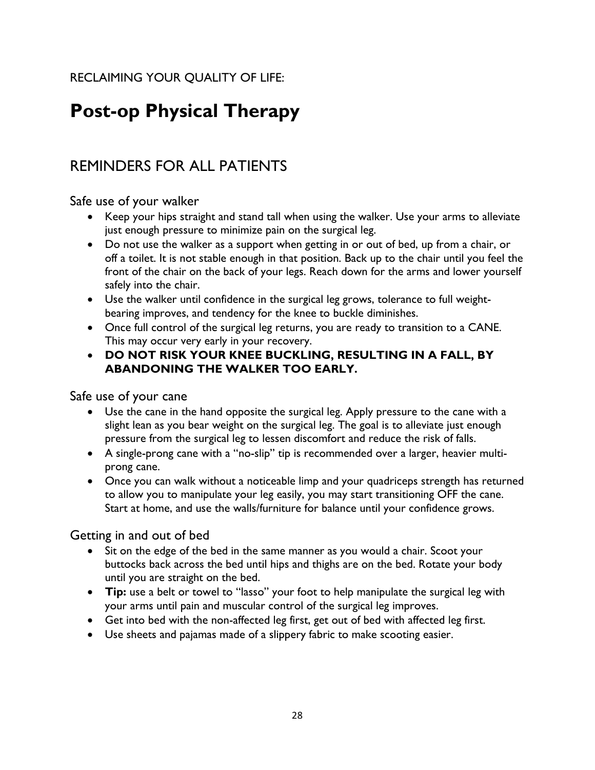RECLAIMING YOUR QUALITY OF LIFE:

# Post-op Physical Therapy

## REMINDERS FOR ALL PATIENTS

### Safe use of your walker

- Keep your hips straight and stand tall when using the walker. Use your arms to alleviate just enough pressure to minimize pain on the surgical leg.
- Do not use the walker as a support when getting in or out of bed, up from a chair, or off a toilet. It is not stable enough in that position. Back up to the chair until you feel the front of the chair on the back of your legs. Reach down for the arms and lower yourself safely into the chair.
- Use the walker until confidence in the surgical leg grows, tolerance to full weight-bearing improves, and tendency for the knee to buckle diminishes.
- Once full control of the surgical leg returns, you are ready to transition to a CANE. This may occur very early in your recovery.
- **DO NOT RISK YOUR KNEE BUCKLING, RESULTING IN A FALL, BY ABANDONING THE WALKER TOO EARLY.**

### Safe use of your cane

- Use the cane in the hand opposite the surgical leg. Apply pressure to the cane with a slight lean as you bear weight on the surgical leg. The goal is to alleviate just enough pressure from the surgical leg to lessen discomfort and reduce the risk of falls.
- A single-prong cane with a "no-slip" tip is recommended over a larger, heavier multi-prong cane.
- Once you can walk without a noticeable limp and your quadriceps strength has returned to allow you to manipulate your leg easily, you may start transitioning OFF the cane. Start at home, and use the walls/furniture for balance until your confidence grows.

### Getting in and out of bed

- Sit on the edge of the bed in the same manner as you would a chair. Scoot your buttocks back across the bed until hips and thighs are on the bed. Rotate your body until you are straight on the bed.
- **Tip:** use a belt or towel to "lasso" your foot to help manipulate the surgical leg with your arms until pain and muscular control of the surgical leg improves.
- Get into bed with the non-affected leg first, get out of bed with affected leg first.
- Use sheets and pajamas made of a slippery fabric to make scooting easier.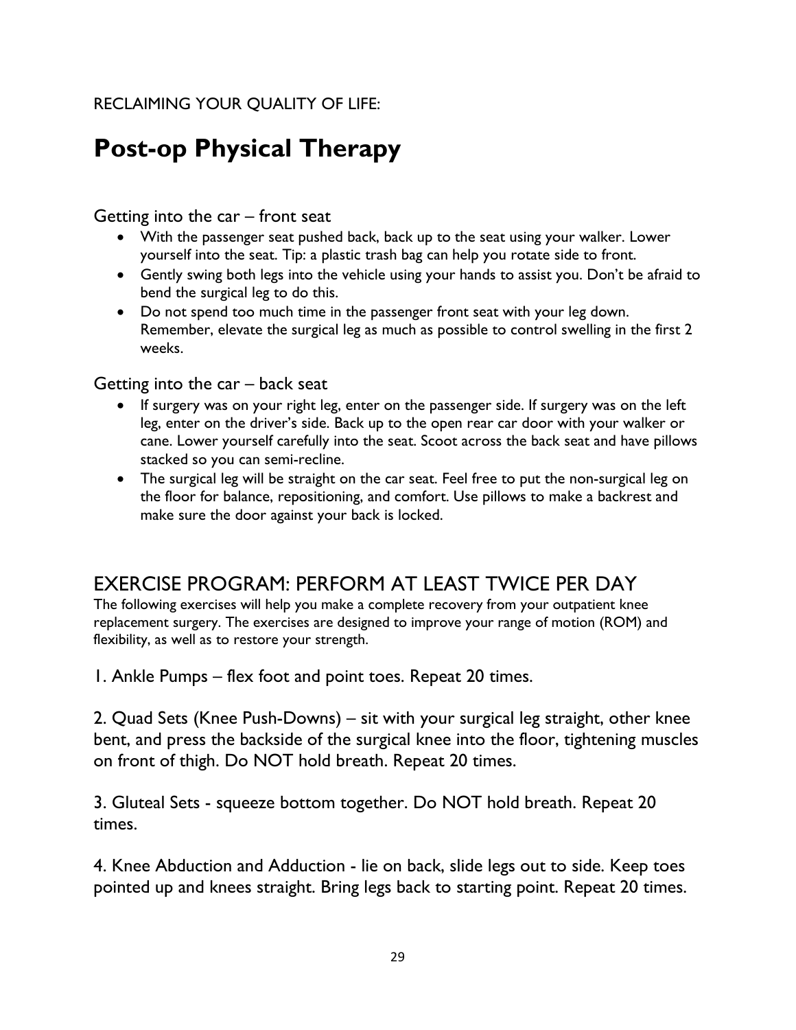RECLAIMING YOUR QUALITY OF LIFE:

# Post-op Physical Therapy

### Getting into the car – front seat

- With the passenger seat pushed back, back up to the seat using your walker. Lower yourself into the seat. Tip: a plastic trash bag can help you rotate side to front.
- Gently swing both legs into the vehicle using your hands to assist you. Don't be afraid to bend the surgical leg to do this.
- Do not spend too much time in the passenger front seat with your leg down. Remember, elevate the surgical leg as much as possible to control swelling in the first 2 weeks.

### Getting into the car – back seat

- If surgery was on your right leg, enter on the passenger side. If surgery was on the left leg, enter on the driver's side. Back up to the open rear car door with your walker or cane. Lower yourself carefully into the seat. Scoot across the back seat and have pillows stacked so you can semi-recline.
- The surgical leg will be straight on the car seat. Feel free to put the non-surgical leg on the floor for balance, repositioning, and comfort. Use pillows to make a backrest and make sure the door against your back is locked.

## EXERCISE PROGRAM: PERFORM AT LEAST TWICE PER DAY

The following exercises will help you make a complete recovery from your outpatient knee replacement surgery. The exercises are designed to improve your range of motion (ROM) and flexibility, as well as to restore your strength.

1. Ankle Pumps – flex foot and point toes. Repeat 20 times.

2. Quad Sets (Knee Push-Downs) – sit with your surgical leg straight, other knee bent, and press the backside of the surgical knee into the floor, tightening muscles on front of thigh. Do NOT hold breath. Repeat 20 times.

3. Gluteal Sets - squeeze bottom together. Do NOT hold breath. Repeat 20 times.

4. Knee Abduction and Adduction - lie on back, slide legs out to side. Keep toes pointed up and knees straight. Bring legs back to starting point. Repeat 20 times.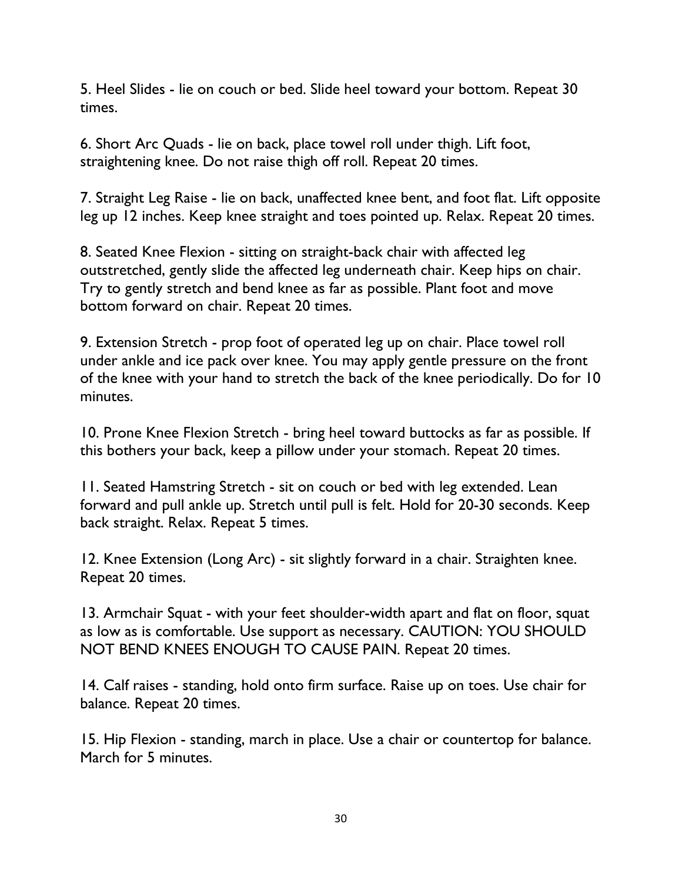5. Heel Slides - lie on couch or bed. Slide heel toward your bottom. Repeat 30 times.

6. Short Arc Quads - lie on back, place towel roll under thigh. Lift foot, straightening knee. Do not raise thigh off roll. Repeat 20 times.

7. Straight Leg Raise - lie on back, unaffected knee bent, and foot flat. Lift opposite leg up 12 inches. Keep knee straight and toes pointed up. Relax. Repeat 20 times.

8. Seated Knee Flexion - sitting on straight-back chair with affected leg outstretched, gently slide the affected leg underneath chair. Keep hips on chair. Try to gently stretch and bend knee as far as possible. Plant foot and move bottom forward on chair. Repeat 20 times.

9. Extension Stretch - prop foot of operated leg up on chair. Place towel roll under ankle and ice pack over knee. You may apply gentle pressure on the front of the knee with your hand to stretch the back of the knee periodically. Do for 10 minutes.

10. Prone Knee Flexion Stretch - bring heel toward buttocks as far as possible. If this bothers your back, keep a pillow under your stomach. Repeat 20 times.

11. Seated Hamstring Stretch - sit on couch or bed with leg extended. Lean forward and pull ankle up. Stretch until pull is felt. Hold for 20-30 seconds. Keep back straight. Relax. Repeat 5 times.

12. Knee Extension (Long Arc) - sit slightly forward in a chair. Straighten knee. Repeat 20 times.

13. Armchair Squat - with your feet shoulder-width apart and flat on floor, squat as low as is comfortable. Use support as necessary. CAUTION: YOU SHOULD NOT BEND KNEES ENOUGH TO CAUSE PAIN. Repeat 20 times.

14. Calf raises - standing, hold onto firm surface. Raise up on toes. Use chair for balance. Repeat 20 times.

15. Hip Flexion - standing, march in place. Use a chair or countertop for balance. March for 5 minutes.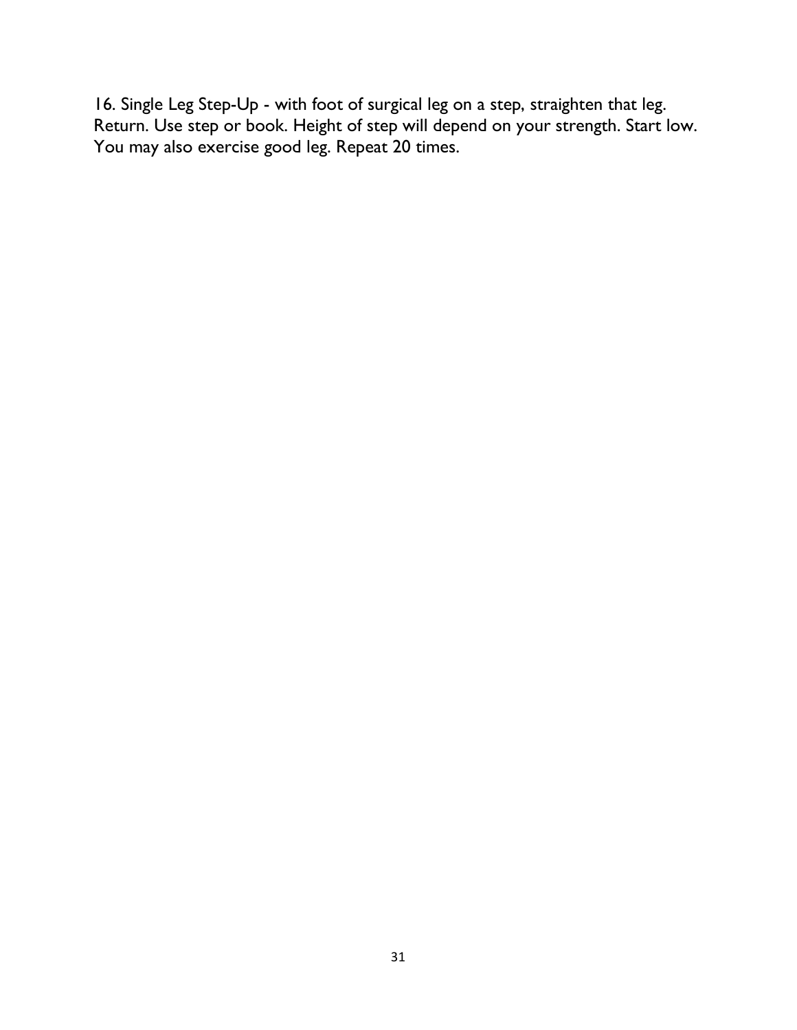16. Single Leg Step-Up - with foot of surgical leg on a step, straighten that leg. Return. Use step or book. Height of step will depend on your strength. Start low. You may also exercise good leg. Repeat 20 times.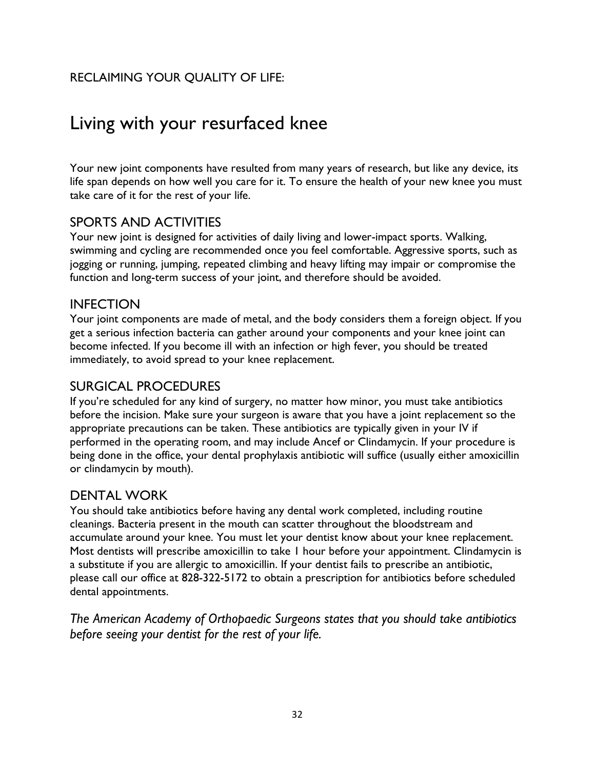RECLAIMING YOUR QUALITY OF LIFE:

# Living with your resurfaced knee

Your new joint components have resulted from many years of research, but like any device, its life span depends on how well you care for it. To ensure the health of your new knee you must take care of it for the rest of your life.

## SPORTS AND ACTIVITIES

Your new joint is designed for activities of daily living and lower-impact sports. Walking, swimming and cycling are recommended once you feel comfortable. Aggressive sports, such as jogging or running, jumping, repeated climbing and heavy lifting may impair or compromise the function and long-term success of your joint, and therefore should be avoided.

## INFECTION

Your joint components are made of metal, and the body considers them a foreign object. If you get a serious infection bacteria can gather around your components and your knee joint can become infected. If you become ill with an infection or high fever, you should be treated immediately, to avoid spread to your knee replacement.

## SURGICAL PROCEDURES

If you're scheduled for any kind of surgery, no matter how minor, you must take antibiotics before the incision. Make sure your surgeon is aware that you have a joint replacement so the appropriate precautions can be taken. These antibiotics are typically given in your IV if performed in the operating room, and may include Ancef or Clindamycin. If your procedure is being done in the office, your dental prophylaxis antibiotic will suffice (usually either amoxicillin or clindamycin by mouth).

## DENTAL WORK

You should take antibiotics before having any dental work completed, including routine cleanings. Bacteria present in the mouth can scatter throughout the bloodstream and accumulate around your knee. You must let your dentist know about your knee replacement. Most dentists will prescribe amoxicillin to take 1 hour before your appointment. Clindamycin is a substitute if you are allergic to amoxicillin. If your dentist fails to prescribe an antibiotic, please call our office at 828-322-5172 to obtain a prescription for antibiotics before scheduled dental appointments.

*The American Academy of Orthopaedic Surgeons states that you should take antibiotics before seeing your dentist for the rest of your life.*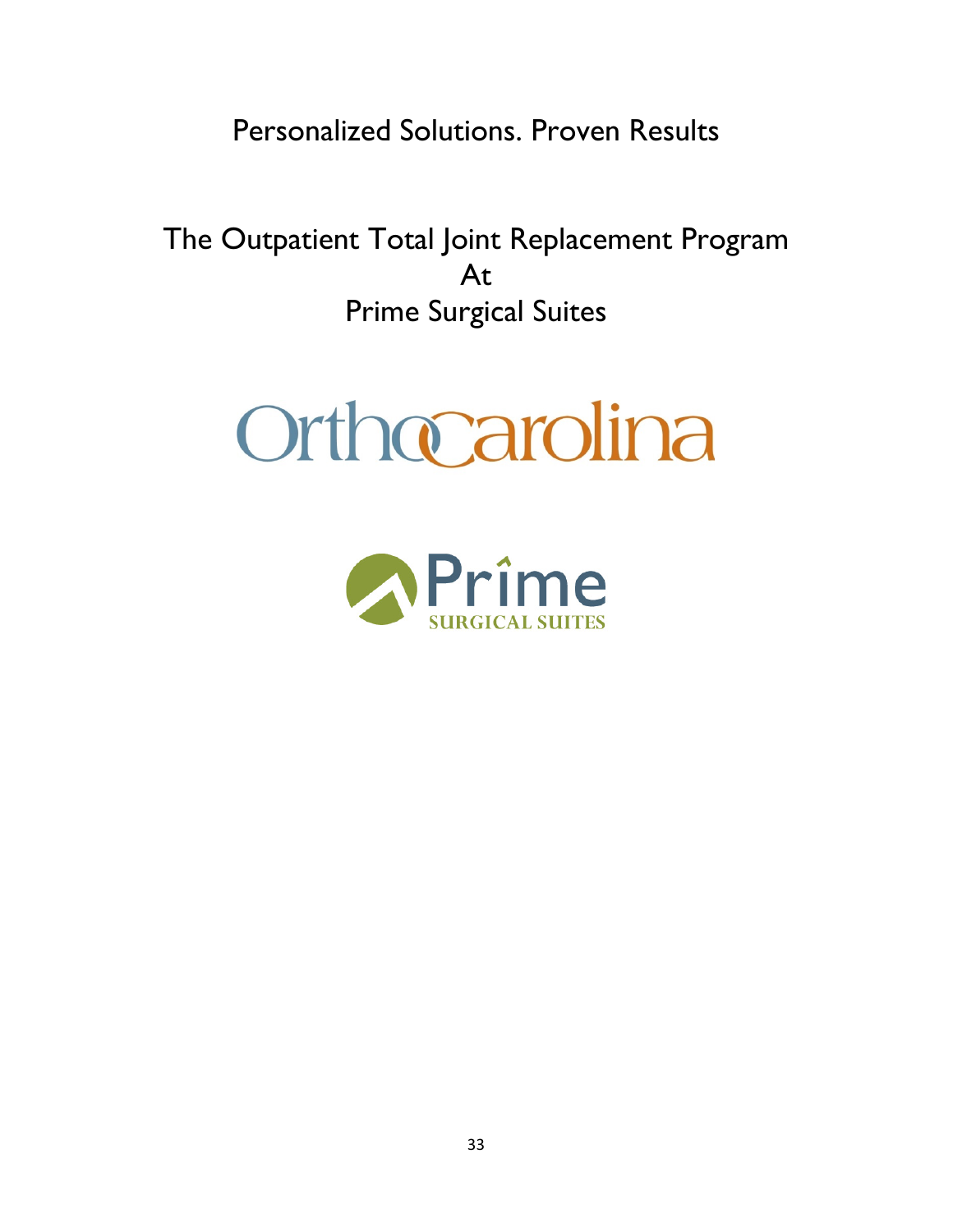Personalized Solutions. Proven Results

The Outpatient Total Joint Replacement Program
At
Prime Surgical Suites

OrthoCarolina

Prime
SURGICAL SUITES